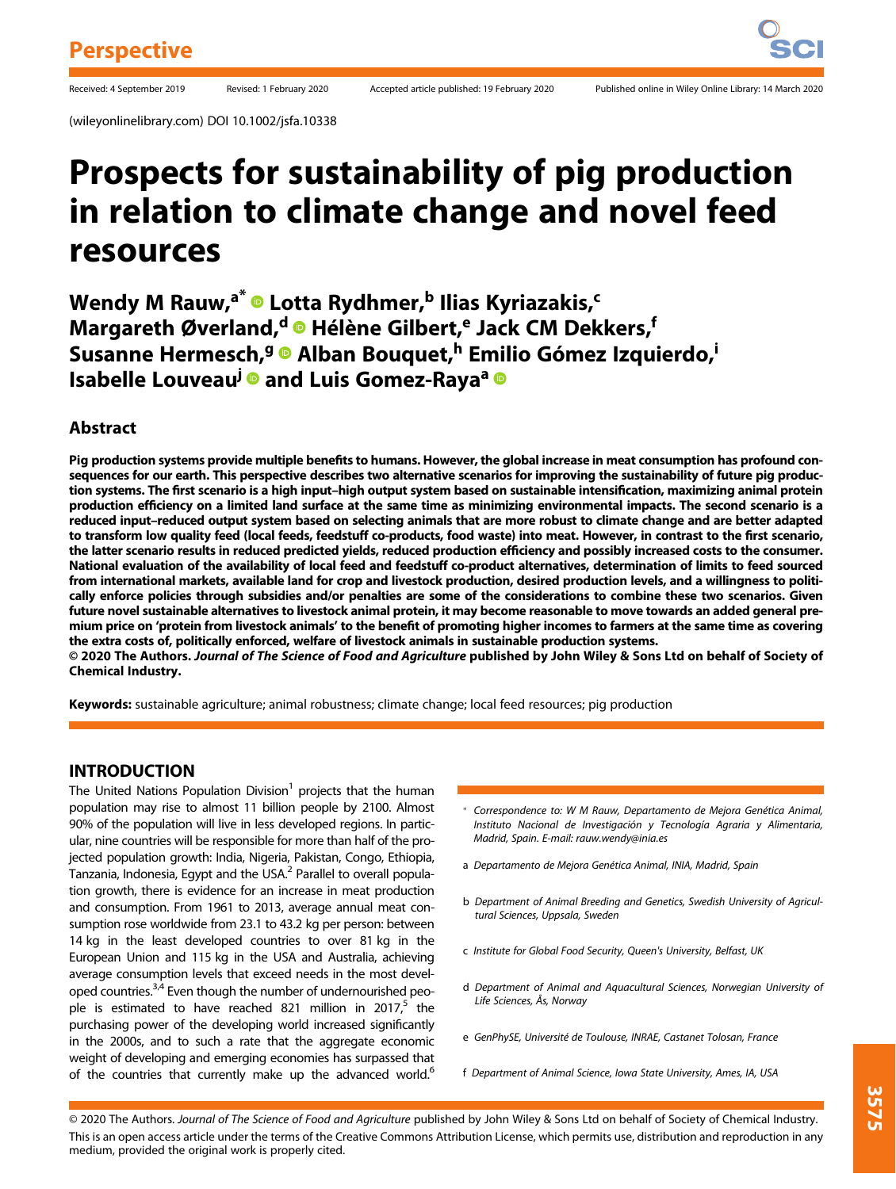Perspective

Received: 4 September 2019 Revised: 1 February 2020 Accepted article published: 19 February 2020 Published online in Wiley Online Library: 14 March 2020

(wileyonlinelibrary.com) DOI 10.1002/jsfa.10338

# Prospects for sustainability of pig production in relation to climate change and novel feed resources

**Wendy M Rauw,[a*] Lotta Rydhmer,[b] Ilias Kyriazakis,[c] Margareth Øverland,[d] Hélène Gilbert,[e] Jack CM Dekkers,[f] Susanne Hermesch,[g] Alban Bouquet,[h] Emilio Gómez Izquierdo,[i] Isabelle Louveau[j] and Luis Gomez-Raya[a]**

## Abstract

**Pig production systems provide multiple benefits to humans. However, the global increase in meat consumption has profound consequences for our earth. This perspective describes two alternative scenarios for improving the sustainability of future pig production systems. The first scenario is a high input–high output system based on sustainable intensification, maximizing animal protein production efficiency on a limited land surface at the same time as minimizing environmental impacts. The second scenario is a reduced input–reduced output system based on selecting animals that are more robust to climate change and are better adapted to transform low quality feed (local feeds, feedstuff co-products, food waste) into meat. However, in contrast to the first scenario, the latter scenario results in reduced predicted yields, reduced production efficiency and possibly increased costs to the consumer. National evaluation of the availability of local feed and feedstuff co-product alternatives, determination of limits to feed sourced from international markets, available land for crop and livestock production, desired production levels, and a willingness to politically enforce policies through subsidies and/or penalties are some of the considerations to combine these two scenarios. Given future novel sustainable alternatives to livestock animal protein, it may become reasonable to move towards an added general premium price on 'protein from livestock animals' to the benefit of promoting higher incomes to farmers at the same time as covering the extra costs of, politically enforced, welfare of livestock animals in sustainable production systems.**

**© 2020 The Authors. *Journal of The Science of Food and Agriculture* published by John Wiley & Sons Ltd on behalf of Society of Chemical Industry.**

**Keywords:** sustainable agriculture; animal robustness; climate change; local feed resources; pig production

## INTRODUCTION

The United Nations Population Division[1] projects that the human population may rise to almost 11 billion people by 2100. Almost 90% of the population will live in less developed regions. In particular, nine countries will be responsible for more than half of the projected population growth: India, Nigeria, Pakistan, Congo, Ethiopia, Tanzania, Indonesia, Egypt and the USA.[2] Parallel to overall population growth, there is evidence for an increase in meat production and consumption. From 1961 to 2013, average annual meat consumption rose worldwide from 23.1 to 43.2 kg per person: between 14 kg in the least developed countries to over 81 kg in the European Union and 115 kg in the USA and Australia, achieving average consumption levels that exceed needs in the most developed countries.[3,4] Even though the number of undernourished people is estimated to have reached 821 million in 2017,[5] the purchasing power of the developing world increased significantly in the 2000s, and to such a rate that the aggregate economic weight of developing and emerging economies has surpassed that of the countries that currently make up the advanced world.[6]

* Correspondence to: W M Rauw, Departamento de Mejora Genética Animal, Instituto Nacional de Investigación y Tecnología Agraria y Alimentaria, Madrid, Spain. E-mail: rauw.wendy@inia.es

a Departamento de Mejora Genética Animal, INIA, Madrid, Spain

b Department of Animal Breeding and Genetics, Swedish University of Agricultural Sciences, Uppsala, Sweden

c Institute for Global Food Security, Queen's University, Belfast, UK

d Department of Animal and Aquacultural Sciences, Norwegian University of Life Sciences, Ås, Norway

e GenPhySE, Université de Toulouse, INRAE, Castanet Tolosan, France

f Department of Animal Science, Iowa State University, Ames, IA, USA

© 2020 The Authors. *Journal of The Science of Food and Agriculture* published by John Wiley & Sons Ltd on behalf of Society of Chemical Industry. This is an open access article under the terms of the Creative Commons Attribution License, which permits use, distribution and reproduction in any medium, provided the original work is properly cited.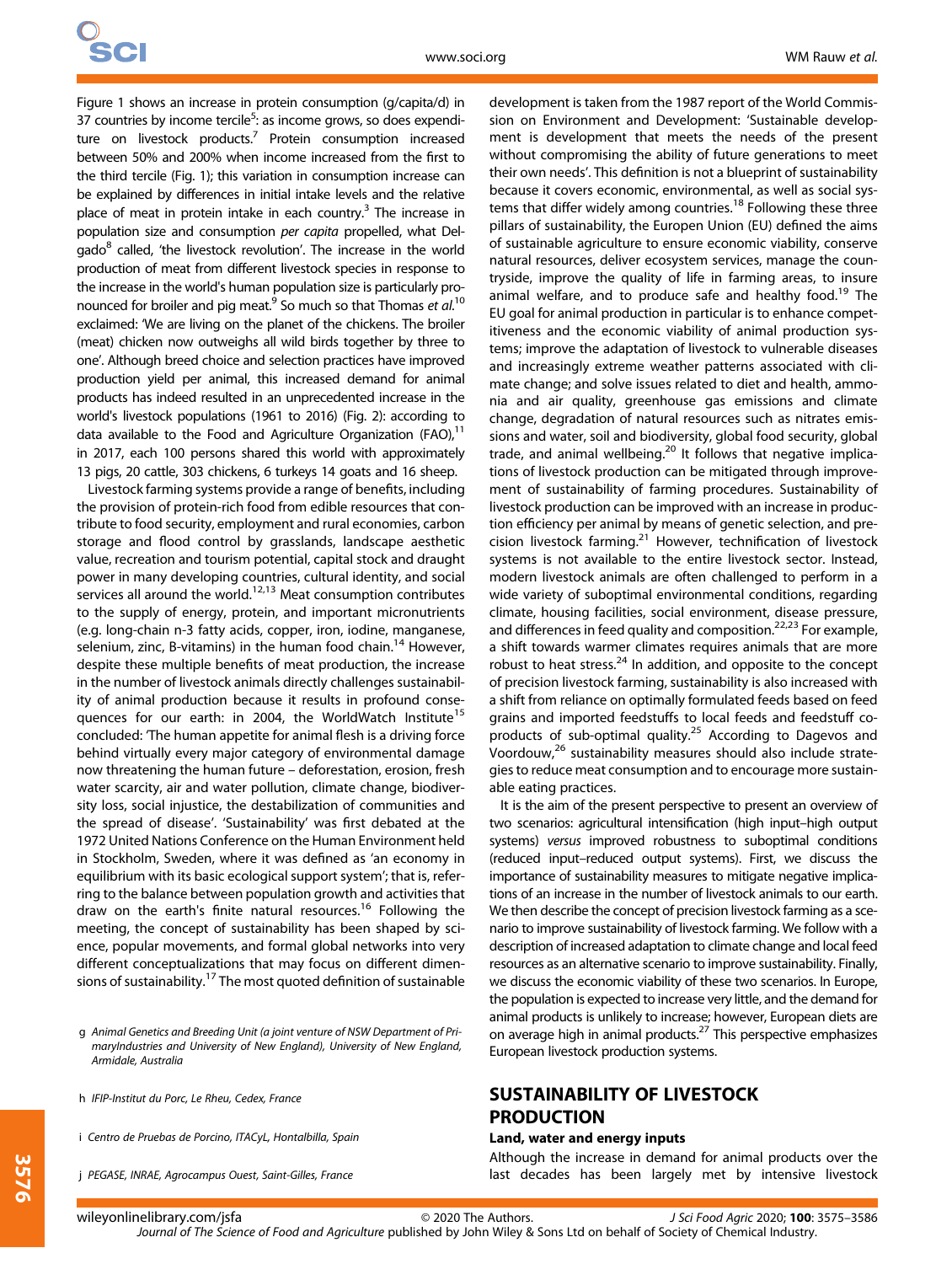Figure 1 shows an increase in protein consumption (g/capita/d) in 37 countries by income tercile[5]: as income grows, so does expenditure on livestock products.[7] Protein consumption increased between 50% and 200% when income increased from the first to the third tercile (Fig. 1); this variation in consumption increase can be explained by differences in initial intake levels and the relative place of meat in protein intake in each country.[3] The increase in population size and consumption *per capita* propelled, what Delgado[8] called, 'the livestock revolution'. The increase in the world production of meat from different livestock species in response to the increase in the world's human population size is particularly pronounced for broiler and pig meat.[9] So much so that Thomas *et al.*[10] exclaimed: 'We are living on the planet of the chickens. The broiler (meat) chicken now outweighs all wild birds together by three to one'. Although breed choice and selection practices have improved production yield per animal, this increased demand for animal products has indeed resulted in an unprecedented increase in the world's livestock populations (1961 to 2016) (Fig. 2): according to data available to the Food and Agriculture Organization (FAO),[11] in 2017, each 100 persons shared this world with approximately 13 pigs, 20 cattle, 303 chickens, 6 turkeys 14 goats and 16 sheep.

Livestock farming systems provide a range of benefits, including the provision of protein-rich food from edible resources that contribute to food security, employment and rural economies, carbon storage and flood control by grasslands, landscape aesthetic value, recreation and tourism potential, capital stock and draught power in many developing countries, cultural identity, and social services all around the world.[12,13] Meat consumption contributes to the supply of energy, protein, and important micronutrients (e.g. long-chain n-3 fatty acids, copper, iron, iodine, manganese, selenium, zinc, B-vitamins) in the human food chain.[14] However, despite these multiple benefits of meat production, the increase in the number of livestock animals directly challenges sustainability of animal production because it results in profound consequences for our earth: in 2004, the WorldWatch Institute[15] concluded: 'The human appetite for animal flesh is a driving force behind virtually every major category of environmental damage now threatening the human future – deforestation, erosion, fresh water scarcity, air and water pollution, climate change, biodiversity loss, social injustice, the destabilization of communities and the spread of disease'. 'Sustainability' was first debated at the 1972 United Nations Conference on the Human Environment held in Stockholm, Sweden, where it was defined as 'an economy in equilibrium with its basic ecological support system'; that is, referring to the balance between population growth and activities that draw on the earth's finite natural resources.[16] Following the meeting, the concept of sustainability has been shaped by science, popular movements, and formal global networks into very different conceptualizations that may focus on different dimensions of sustainability.[17] The most quoted definition of sustainable development is taken from the 1987 report of the World Commission on Environment and Development: 'Sustainable development is development that meets the needs of the present without compromising the ability of future generations to meet their own needs'. This definition is not a blueprint of sustainability because it covers economic, environmental, as well as social systems that differ widely among countries.[18] Following these three pillars of sustainability, the Europen Union (EU) defined the aims of sustainable agriculture to ensure economic viability, conserve natural resources, deliver ecosystem services, manage the countryside, improve the quality of life in farming areas, to insure animal welfare, and to produce safe and healthy food.[19] The EU goal for animal production in particular is to enhance competitiveness and the economic viability of animal production systems; improve the adaptation of livestock to vulnerable diseases and increasingly extreme weather patterns associated with climate change; and solve issues related to diet and health, ammonia and air quality, greenhouse gas emissions and climate change, degradation of natural resources such as nitrates emissions and water, soil and biodiversity, global food security, global trade, and animal wellbeing.[20] It follows that negative implications of livestock production can be mitigated through improvement of sustainability of farming procedures. Sustainability of livestock production can be improved with an increase in production efficiency per animal by means of genetic selection, and precision livestock farming.[21] However, technification of livestock systems is not available to the entire livestock sector. Instead, modern livestock animals are often challenged to perform in a wide variety of suboptimal environmental conditions, regarding climate, housing facilities, social environment, disease pressure, and differences in feed quality and composition.[22,23] For example, a shift towards warmer climates requires animals that are more robust to heat stress.[24] In addition, and opposite to the concept of precision livestock farming, sustainability is also increased with a shift from reliance on optimally formulated feeds based on feed grains and imported feedstuffs to local feeds and feedstuff co-products of sub-optimal quality.[25] According to Dagevos and Voordouw,[26] sustainability measures should also include strategies to reduce meat consumption and to encourage more sustainable eating practices.

It is the aim of the present perspective to present an overview of two scenarios: agricultural intensification (high input–high output systems) *versus* improved robustness to suboptimal conditions (reduced input–reduced output systems). First, we discuss the importance of sustainability measures to mitigate negative implications of an increase in the number of livestock animals to our earth. We then describe the concept of precision livestock farming as a scenario to improve sustainability of livestock farming. We follow with a description of increased adaptation to climate change and local feed resources as an alternative scenario to improve sustainability. Finally, we discuss the economic viability of these two scenarios. In Europe, the population is expected to increase very little, and the demand for animal products is unlikely to increase; however, European diets are on average high in animal products.[27] This perspective emphasizes European livestock production systems.

## SUSTAINABILITY OF LIVESTOCK PRODUCTION

### Land, water and energy inputs

Although the increase in demand for animal products over the last decades has been largely met by intensive livestock

g *Animal Genetics and Breeding Unit (a joint venture of NSW Department of PrimaryIndustries and University of New England), University of New England, Armidale, Australia*

h *IFIP-Institut du Porc, Le Rheu, Cedex, France*

i *Centro de Pruebas de Porcino, ITACyL, Hontalbilla, Spain*

j *PEGASE, INRAE, Agrocampus Ouest, Saint-Gilles, France*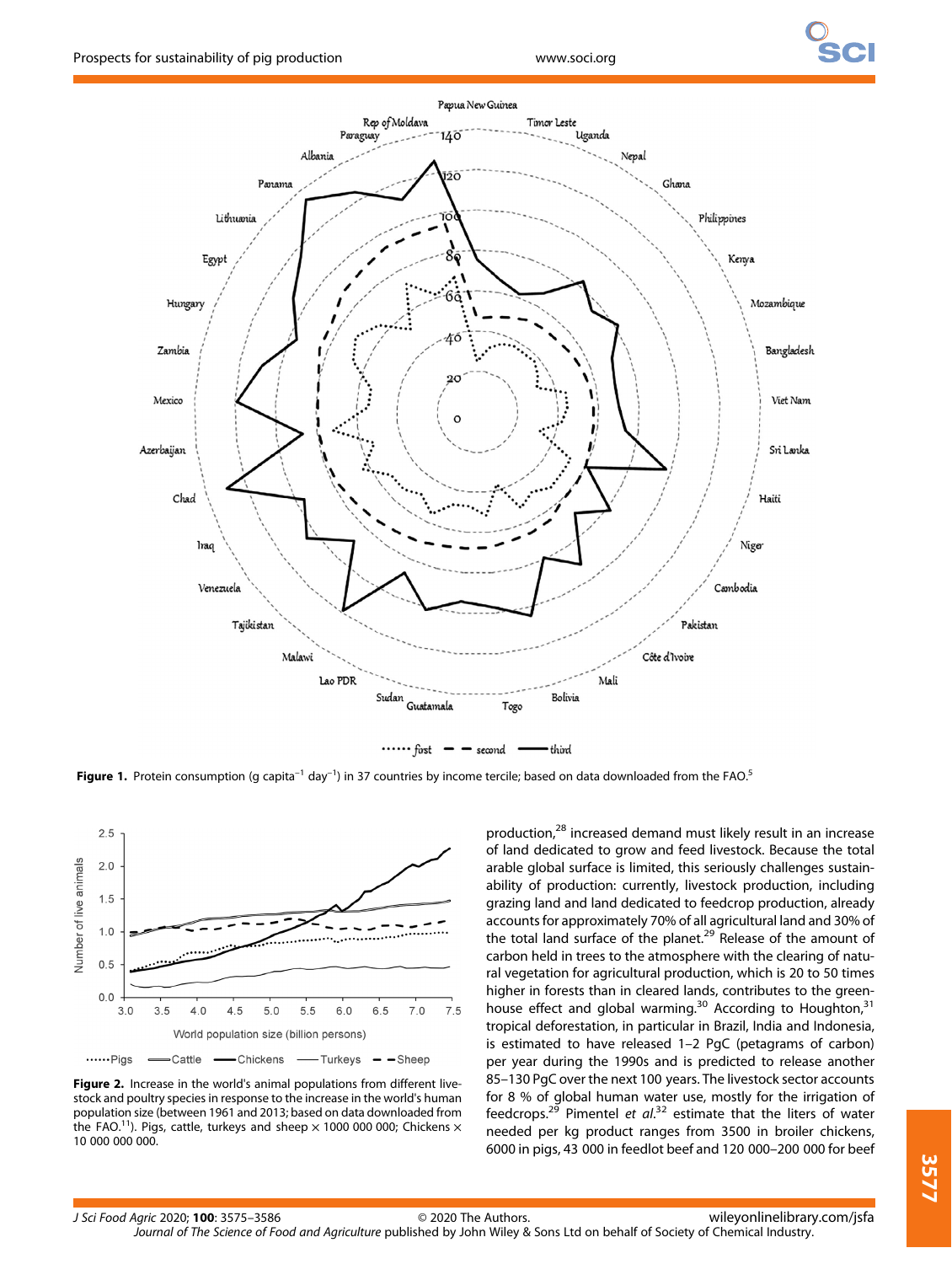Figure 1. Protein consumption (g capita$^{-1}$ day$^{-1}$) in 37 countries by income tercile; based on data downloaded from the FAO.[5]

Figure 2. Increase in the world's animal populations from different livestock and poultry species in response to the increase in the world's human population size (between 1961 and 2013; based on data downloaded from the FAO.[11]). Pigs, cattle, turkeys and sheep × 1000 000 000; Chickens × 10 000 000 000.

production,[28] increased demand must likely result in an increase of land dedicated to grow and feed livestock. Because the total arable global surface is limited, this seriously challenges sustainability of production: currently, livestock production, including grazing land and land dedicated to feedcrop production, already accounts for approximately 70% of all agricultural land and 30% of the total land surface of the planet.[29] Release of the amount of carbon held in trees to the atmosphere with the clearing of natural vegetation for agricultural production, which is 20 to 50 times higher in forests than in cleared lands, contributes to the greenhouse effect and global warming.[30] According to Houghton,[31] tropical deforestation, in particular in Brazil, India and Indonesia, is estimated to have released 1–2 PgC (petagrams of carbon) per year during the 1990s and is predicted to release another 85–130 PgC over the next 100 years. The livestock sector accounts for 8 % of global human water use, mostly for the irrigation of feedcrops.[29] Pimentel *et al.*[32] estimate that the liters of water needed per kg product ranges from 3500 in broiler chickens, 6000 in pigs, 43 000 in feedlot beef and 120 000–200 000 for beef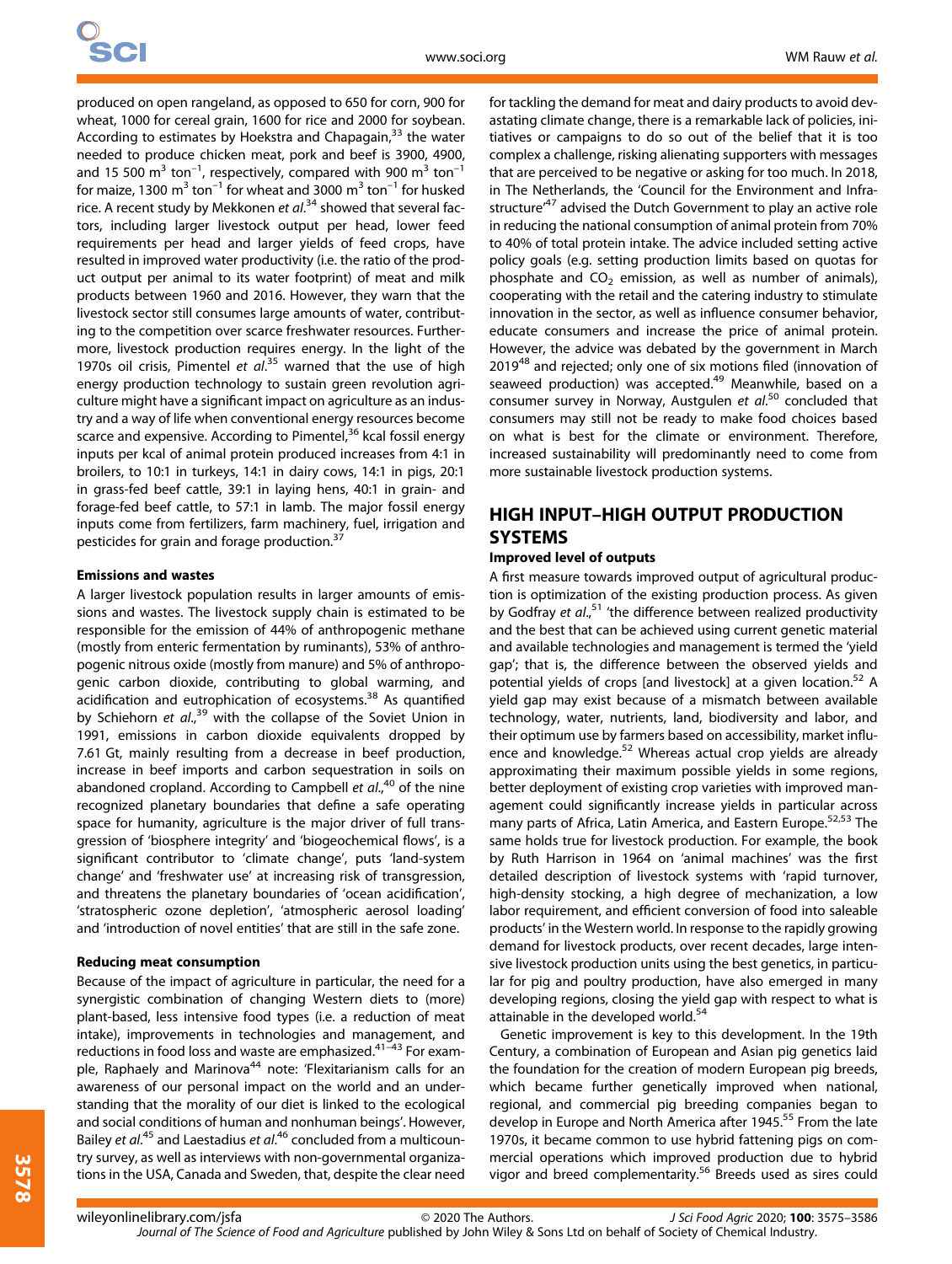produced on open rangeland, as opposed to 650 for corn, 900 for wheat, 1000 for cereal grain, 1600 for rice and 2000 for soybean. According to estimates by Hoekstra and Chapagain,[33] the water needed to produce chicken meat, pork and beef is 3900, 4900, and 15 500 $m^3$ $ton^{-1}$, respectively, compared with 900 $m^3$ $ton^{-1}$ for maize, 1300 $m^3$ $ton^{-1}$ for wheat and 3000 $m^3$ $ton^{-1}$ for husked rice. A recent study by Mekkonen *et al.*[34] showed that several factors, including larger livestock output per head, lower feed requirements per head and larger yields of feed crops, have resulted in improved water productivity (i.e. the ratio of the product output per animal to its water footprint) of meat and milk products between 1960 and 2016. However, they warn that the livestock sector still consumes large amounts of water, contributing to the competition over scarce freshwater resources. Furthermore, livestock production requires energy. In the light of the 1970s oil crisis, Pimentel *et al.*[35] warned that the use of high energy production technology to sustain green revolution agriculture might have a significant impact on agriculture as an industry and a way of life when conventional energy resources become scarce and expensive. According to Pimentel,[36] kcal fossil energy inputs per kcal of animal protein produced increases from 4:1 in broilers, to 10:1 in turkeys, 14:1 in dairy cows, 14:1 in pigs, 20:1 in grass-fed beef cattle, 39:1 in laying hens, 40:1 in grain- and forage-fed beef cattle, to 57:1 in lamb. The major fossil energy inputs come from fertilizers, farm machinery, fuel, irrigation and pesticides for grain and forage production.[37]

#### Emissions and wastes

A larger livestock population results in larger amounts of emissions and wastes. The livestock supply chain is estimated to be responsible for the emission of 44% of anthropogenic methane (mostly from enteric fermentation by ruminants), 53% of anthropogenic nitrous oxide (mostly from manure) and 5% of anthropogenic carbon dioxide, contributing to global warming, and acidification and eutrophication of ecosystems.[38] As quantified by Schiehorn *et al.*,[39] with the collapse of the Soviet Union in 1991, emissions in carbon dioxide equivalents dropped by 7.61 Gt, mainly resulting from a decrease in beef production, increase in beef imports and carbon sequestration in soils on abandoned cropland. According to Campbell *et al.*,[40] of the nine recognized planetary boundaries that define a safe operating space for humanity, agriculture is the major driver of full transgression of 'biosphere integrity' and 'biogeochemical flows', is a significant contributor to 'climate change', puts 'land-system change' and 'freshwater use' at increasing risk of transgression, and threatens the planetary boundaries of 'ocean acidification', 'stratospheric ozone depletion', 'atmospheric aerosol loading' and 'introduction of novel entities' that are still in the safe zone.

#### Reducing meat consumption

Because of the impact of agriculture in particular, the need for a synergistic combination of changing Western diets to (more) plant-based, less intensive food types (i.e. a reduction of meat intake), improvements in technologies and management, and reductions in food loss and waste are emphasized.[41–43] For example, Raphaely and Marinova[44] note: 'Flexitarianism calls for an awareness of our personal impact on the world and an understanding that the morality of our diet is linked to the ecological and social conditions of human and nonhuman beings'. However, Bailey *et al.*[45] and Laestadius *et al.*[46] concluded from a multicountry survey, as well as interviews with non-governmental organizations in the USA, Canada and Sweden, that, despite the clear need for tackling the demand for meat and dairy products to avoid devastating climate change, there is a remarkable lack of policies, initiatives or campaigns to do so out of the belief that it is too complex a challenge, risking alienating supporters with messages that are perceived to be negative or asking for too much. In 2018, in The Netherlands, the 'Council for the Environment and Infrastructure'[47] advised the Dutch Government to play an active role in reducing the national consumption of animal protein from 70% to 40% of total protein intake. The advice included setting active policy goals (e.g. setting production limits based on quotas for phosphate and $CO_2$ emission, as well as number of animals), cooperating with the retail and the catering industry to stimulate innovation in the sector, as well as influence consumer behavior, educate consumers and increase the price of animal protein. However, the advice was debated by the government in March 2019[48] and rejected; only one of six motions filed (innovation of seaweed production) was accepted.[49] Meanwhile, based on a consumer survey in Norway, Austgulen *et al.*[50] concluded that consumers may still not be ready to make food choices based on what is best for the climate or environment. Therefore, increased sustainability will predominantly need to come from more sustainable livestock production systems.

## HIGH INPUT–HIGH OUTPUT PRODUCTION SYSTEMS

#### Improved level of outputs

A first measure towards improved output of agricultural production is optimization of the existing production process. As given by Godfray *et al.*,[51] 'the difference between realized productivity and the best that can be achieved using current genetic material and available technologies and management is termed the 'yield gap'; that is, the difference between the observed yields and potential yields of crops [and livestock] at a given location.[52] A yield gap may exist because of a mismatch between available technology, water, nutrients, land, biodiversity and labor, and their optimum use by farmers based on accessibility, market influence and knowledge.[52] Whereas actual crop yields are already approximating their maximum possible yields in some regions, better deployment of existing crop varieties with improved management could significantly increase yields in particular across many parts of Africa, Latin America, and Eastern Europe.[52,53] The same holds true for livestock production. For example, the book by Ruth Harrison in 1964 on 'animal machines' was the first detailed description of livestock systems with 'rapid turnover, high-density stocking, a high degree of mechanization, a low labor requirement, and efficient conversion of food into saleable products' in the Western world. In response to the rapidly growing demand for livestock products, over recent decades, large intensive livestock production units using the best genetics, in particular for pig and poultry production, have also emerged in many developing regions, closing the yield gap with respect to what is attainable in the developed world.[54]

Genetic improvement is key to this development. In the 19th Century, a combination of European and Asian pig genetics laid the foundation for the creation of modern European pig breeds, which became further genetically improved when national, regional, and commercial pig breeding companies began to develop in Europe and North America after 1945.[55] From the late 1970s, it became common to use hybrid fattening pigs on commercial operations which improved production due to hybrid vigor and breed complementarity.[56] Breeds used as sires could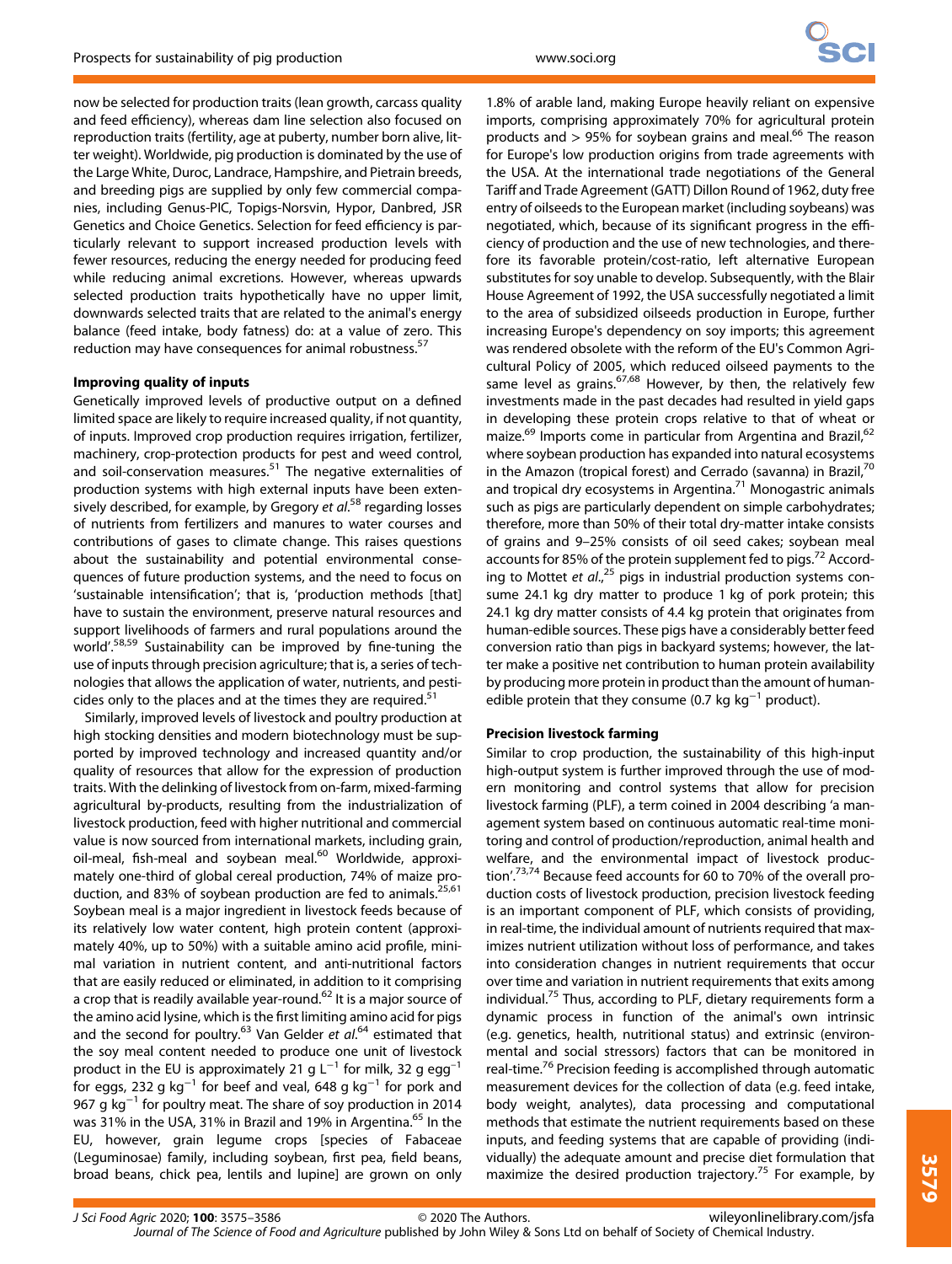now be selected for production traits (lean growth, carcass quality and feed efficiency), whereas dam line selection also focused on reproduction traits (fertility, age at puberty, number born alive, litter weight). Worldwide, pig production is dominated by the use of the Large White, Duroc, Landrace, Hampshire, and Pietrain breeds, and breeding pigs are supplied by only few commercial companies, including Genus-PIC, Topigs-Norsvin, Hypor, Danbred, JSR Genetics and Choice Genetics. Selection for feed efficiency is particularly relevant to support increased production levels with fewer resources, reducing the energy needed for producing feed while reducing animal excretions. However, whereas upwards selected production traits hypothetically have no upper limit, downwards selected traits that are related to the animal's energy balance (feed intake, body fatness) do: at a value of zero. This reduction may have consequences for animal robustness.[57]

### Improving quality of inputs

Genetically improved levels of productive output on a defined limited space are likely to require increased quality, if not quantity, of inputs. Improved crop production requires irrigation, fertilizer, machinery, crop-protection products for pest and weed control, and soil-conservation measures.[51] The negative externalities of production systems with high external inputs have been extensively described, for example, by Gregory *et al.*[58] regarding losses of nutrients from fertilizers and manures to water courses and contributions of gases to climate change. This raises questions about the sustainability and potential environmental consequences of future production systems, and the need to focus on 'sustainable intensification'; that is, 'production methods [that] have to sustain the environment, preserve natural resources and support livelihoods of farmers and rural populations around the world'.[58,59] Sustainability can be improved by fine-tuning the use of inputs through precision agriculture; that is, a series of technologies that allows the application of water, nutrients, and pesticides only to the places and at the times they are required.[51]

Similarly, improved levels of livestock and poultry production at high stocking densities and modern biotechnology must be supported by improved technology and increased quantity and/or quality of resources that allow for the expression of production traits. With the delinking of livestock from on-farm, mixed-farming agricultural by-products, resulting from the industrialization of livestock production, feed with higher nutritional and commercial value is now sourced from international markets, including grain, oil-meal, fish-meal and soybean meal.[60] Worldwide, approximately one-third of global cereal production, 74% of maize production, and 83% of soybean production are fed to animals.[25,61] Soybean meal is a major ingredient in livestock feeds because of its relatively low water content, high protein content (approximately 40%, up to 50%) with a suitable amino acid profile, minimal variation in nutrient content, and anti-nutritional factors that are easily reduced or eliminated, in addition to it comprising a crop that is readily available year-round.[62] It is a major source of the amino acid lysine, which is the first limiting amino acid for pigs and the second for poultry.[63] Van Gelder *et al.*[64] estimated that the soy meal content needed to produce one unit of livestock product in the EU is approximately 21 g $L^{-1}$ for milk, 32 g $egg^{-1}$ for eggs, 232 g $kg^{-1}$ for beef and veal, 648 g $kg^{-1}$ for pork and 967 g $kg^{-1}$ for poultry meat. The share of soy production in 2014 was 31% in the USA, 31% in Brazil and 19% in Argentina.[65] In the EU, however, grain legume crops [species of Fabaceae (Leguminosae) family, including soybean, first pea, field beans, broad beans, chick pea, lentils and lupine] are grown on only 1.8% of arable land, making Europe heavily reliant on expensive imports, comprising approximately 70% for agricultural protein products and > 95% for soybean grains and meal.[66] The reason for Europe's low production origins from trade agreements with the USA. At the international trade negotiations of the General Tariff and Trade Agreement (GATT) Dillon Round of 1962, duty free entry of oilseeds to the European market (including soybeans) was negotiated, which, because of its significant progress in the efficiency of production and the use of new technologies, and therefore its favorable protein/cost-ratio, left alternative European substitutes for soy unable to develop. Subsequently, with the Blair House Agreement of 1992, the USA successfully negotiated a limit to the area of subsidized oilseeds production in Europe, further increasing Europe's dependency on soy imports; this agreement was rendered obsolete with the reform of the EU's Common Agricultural Policy of 2005, which reduced oilseed payments to the same level as grains.[67,68] However, by then, the relatively few investments made in the past decades had resulted in yield gaps in developing these protein crops relative to that of wheat or maize.[69] Imports come in particular from Argentina and Brazil,[62] where soybean production has expanded into natural ecosystems in the Amazon (tropical forest) and Cerrado (savanna) in Brazil,[70] and tropical dry ecosystems in Argentina.[71] Monogastric animals such as pigs are particularly dependent on simple carbohydrates; therefore, more than 50% of their total dry-matter intake consists of grains and 9–25% consists of oil seed cakes; soybean meal accounts for 85% of the protein supplement fed to pigs.[72] According to Mottet *et al.*,[25] pigs in industrial production systems consume 24.1 kg dry matter to produce 1 kg of pork protein; this 24.1 kg dry matter consists of 4.4 kg protein that originates from human-edible sources. These pigs have a considerably better feed conversion ratio than pigs in backyard systems; however, the latter make a positive net contribution to human protein availability by producing more protein in product than the amount of human-edible protein that they consume (0.7 kg $kg^{-1}$ product).

### Precision livestock farming

Similar to crop production, the sustainability of this high-input high-output system is further improved through the use of modern monitoring and control systems that allow for precision livestock farming (PLF), a term coined in 2004 describing 'a management system based on continuous automatic real-time monitoring and control of production/reproduction, animal health and welfare, and the environmental impact of livestock production'.[73,74] Because feed accounts for 60 to 70% of the overall production costs of livestock production, precision livestock feeding is an important component of PLF, which consists of providing, in real-time, the individual amount of nutrients required that maximizes nutrient utilization without loss of performance, and takes into consideration changes in nutrient requirements that occur over time and variation in nutrient requirements that exits among individual.[75] Thus, according to PLF, dietary requirements form a dynamic process in function of the animal's own intrinsic (e.g. genetics, health, nutritional status) and extrinsic (environmental and social stressors) factors that can be monitored in real-time.[76] Precision feeding is accomplished through automatic measurement devices for the collection of data (e.g. feed intake, body weight, analytes), data processing and computational methods that estimate the nutrient requirements based on these inputs, and feeding systems that are capable of providing (individually) the adequate amount and precise diet formulation that maximize the desired production trajectory.[75] For example, by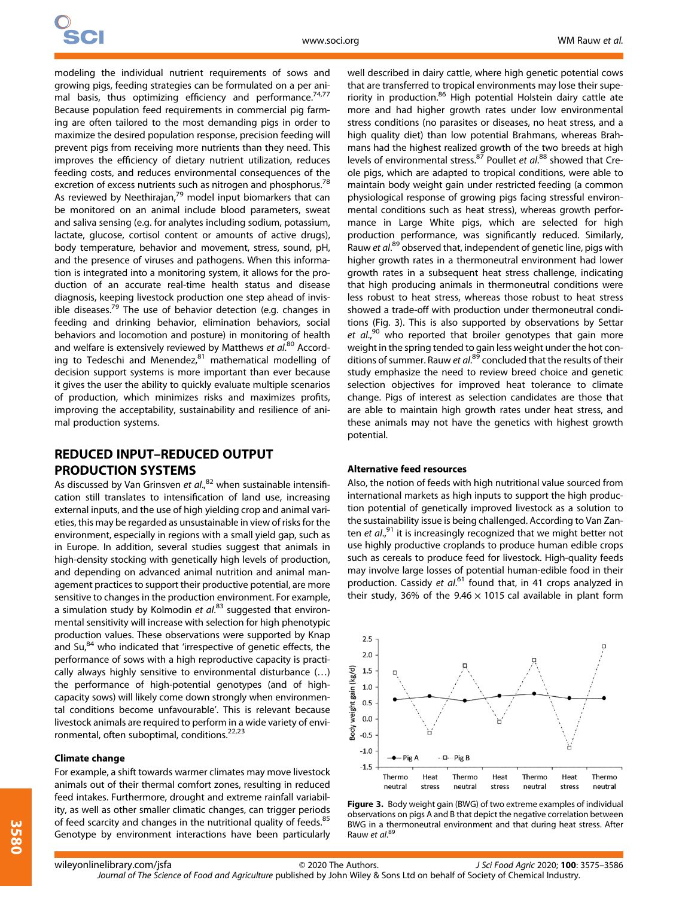modeling the individual nutrient requirements of sows and growing pigs, feeding strategies can be formulated on a per animal basis, thus optimizing efficiency and performance.[74,77] Because population feed requirements in commercial pig farming are often tailored to the most demanding pigs in order to maximize the desired population response, precision feeding will prevent pigs from receiving more nutrients than they need. This improves the efficiency of dietary nutrient utilization, reduces feeding costs, and reduces environmental consequences of the excretion of excess nutrients such as nitrogen and phosphorus.[78] As reviewed by Neethirajan,[79] model input biomarkers that can be monitored on an animal include blood parameters, sweat and saliva sensing (e.g. for analytes including sodium, potassium, lactate, glucose, cortisol content or amounts of active drugs), body temperature, behavior and movement, stress, sound, pH, and the presence of viruses and pathogens. When this information is integrated into a monitoring system, it allows for the production of an accurate real-time health status and disease diagnosis, keeping livestock production one step ahead of invisible diseases.[79] The use of behavior detection (e.g. changes in feeding and drinking behavior, elimination behaviors, social behaviors and locomotion and posture) in monitoring of health and welfare is extensively reviewed by Matthews *et al*.[80] According to Tedeschi and Menendez,[81] mathematical modelling of decision support systems is more important than ever because it gives the user the ability to quickly evaluate multiple scenarios of production, which minimizes risks and maximizes profits, improving the acceptability, sustainability and resilience of animal production systems.

## REDUCED INPUT–REDUCED OUTPUT PRODUCTION SYSTEMS

As discussed by Van Grinsven *et al*.,[82] when sustainable intensification still translates to intensification of land use, increasing external inputs, and the use of high yielding crop and animal varieties, this may be regarded as unsustainable in view of risks for the environment, especially in regions with a small yield gap, such as in Europe. In addition, several studies suggest that animals in high-density stocking with genetically high levels of production, and depending on advanced animal nutrition and animal management practices to support their productive potential, are more sensitive to changes in the production environment. For example, a simulation study by Kolmodin *et al*.[83] suggested that environmental sensitivity will increase with selection for high phenotypic production values. These observations were supported by Knap and Su,[84] who indicated that 'irrespective of genetic effects, the performance of sows with a high reproductive capacity is practically always highly sensitive to environmental disturbance (…) the performance of high-potential genotypes (and of high-capacity sows) will likely come down strongly when environmental conditions become unfavourable'. This is relevant because livestock animals are required to perform in a wide variety of environmental, often suboptimal, conditions.[22,23]

### Climate change

For example, a shift towards warmer climates may move livestock animals out of their thermal comfort zones, resulting in reduced feed intakes. Furthermore, drought and extreme rainfall variability, as well as other smaller climatic changes, can trigger periods of feed scarcity and changes in the nutritional quality of feeds.[85] Genotype by environment interactions have been particularly well described in dairy cattle, where high genetic potential cows that are transferred to tropical environments may lose their superiority in production.[86] High potential Holstein dairy cattle ate more and had higher growth rates under low environmental stress conditions (no parasites or diseases, no heat stress, and a high quality diet) than low potential Brahmans, whereas Brahmans had the highest realized growth of the two breeds at high levels of environmental stress.[87] Poullet *et al*.[88] showed that Creole pigs, which are adapted to tropical conditions, were able to maintain body weight gain under restricted feeding (a common physiological response of growing pigs facing stressful environmental conditions such as heat stress), whereas growth performance in Large White pigs, which are selected for high production performance, was significantly reduced. Similarly, Rauw *et al*.[89] observed that, independent of genetic line, pigs with higher growth rates in a thermoneutral environment had lower growth rates in a subsequent heat stress challenge, indicating that high producing animals in thermoneutral conditions were less robust to heat stress, whereas those robust to heat stress showed a trade-off with production under thermoneutral conditions (Fig. 3). This is also supported by observations by Settar *et al*.,[90] who reported that broiler genotypes that gain more weight in the spring tended to gain less weight under the hot conditions of summer. Rauw *et al*.[89] concluded that the results of their study emphasize the need to review breed choice and genetic selection objectives for improved heat tolerance to climate change. Pigs of interest as selection candidates are those that are able to maintain high growth rates under heat stress, and these animals may not have the genetics with highest growth potential.

### Alternative feed resources

Also, the notion of feeds with high nutritional value sourced from international markets as high inputs to support the high production potential of genetically improved livestock as a solution to the sustainability issue is being challenged. According to Van Zanten *et al*.,[91] it is increasingly recognized that we might better not use highly productive croplands to produce human edible crops such as cereals to produce feed for livestock. High-quality feeds may involve large losses of potential human-edible food in their production. Cassidy *et al*.[61] found that, in 41 crops analyzed in their study, 36% of the $9.46 \times 1015$ cal available in plant form

**Figure 3.** Body weight gain (BWG) of two extreme examples of individual observations on pigs A and B that depict the negative correlation between BWG in a thermoneutral environment and that during heat stress. After Rauw *et al*.[89]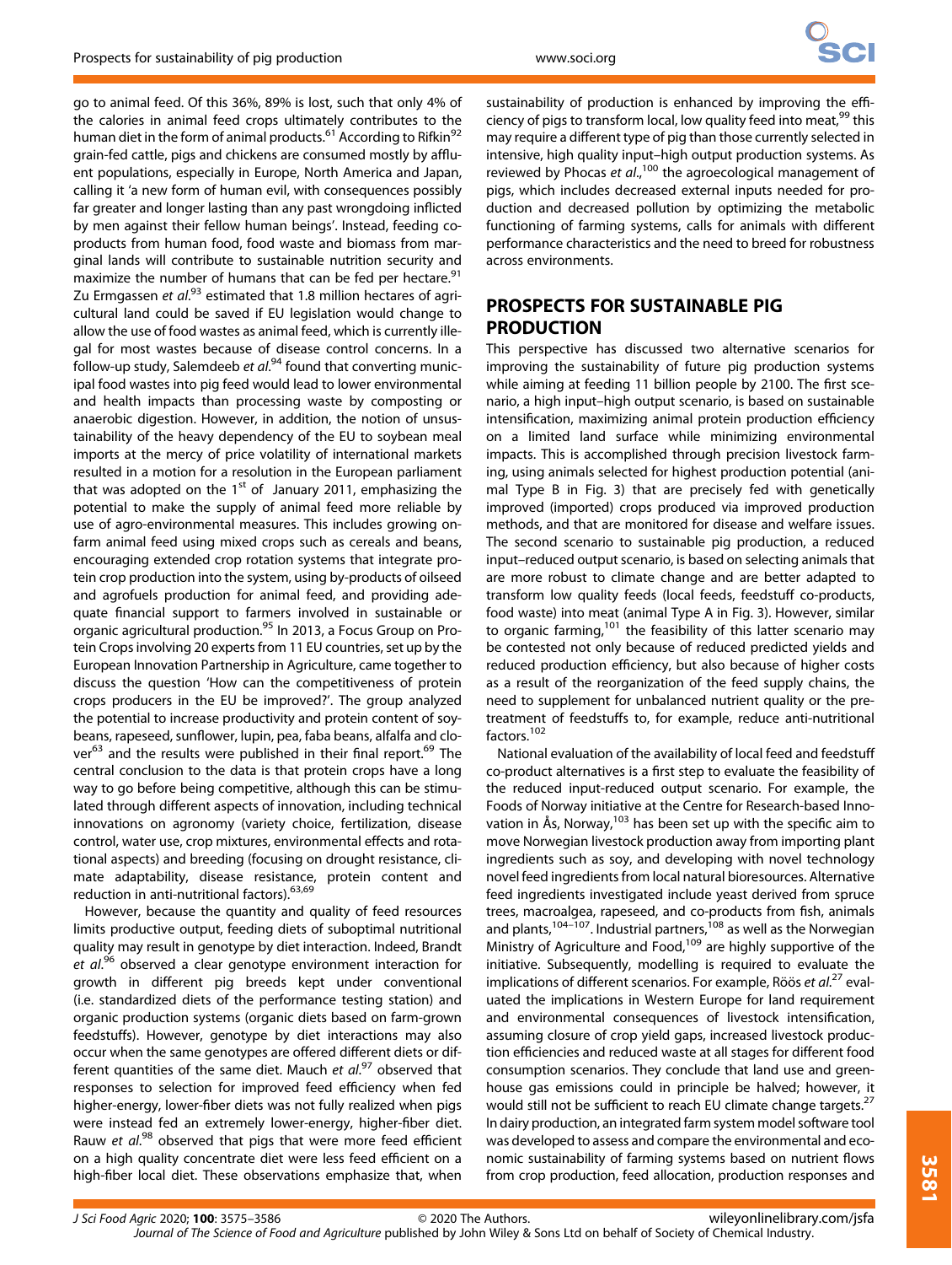go to animal feed. Of this 36%, 89% is lost, such that only 4% of the calories in animal feed crops ultimately contributes to the human diet in the form of animal products.[61] According to Rifkin[92] grain-fed cattle, pigs and chickens are consumed mostly by affluent populations, especially in Europe, North America and Japan, calling it 'a new form of human evil, with consequences possibly far greater and longer lasting than any past wrongdoing inflicted by men against their fellow human beings'. Instead, feeding co-products from human food, food waste and biomass from marginal lands will contribute to sustainable nutrition security and maximize the number of humans that can be fed per hectare.[91] Zu Ermgassen *et al.*[93] estimated that 1.8 million hectares of agricultural land could be saved if EU legislation would change to allow the use of food wastes as animal feed, which is currently illegal for most wastes because of disease control concerns. In a follow-up study, Salemdeeb *et al.*[94] found that converting municipal food wastes into pig feed would lead to lower environmental and health impacts than processing waste by composting or anaerobic digestion. However, in addition, the notion of unsustainability of the heavy dependency of the EU to soybean meal imports at the mercy of price volatility of international markets resulted in a motion for a resolution in the European parliament that was adopted on the 1st of January 2011, emphasizing the potential to make the supply of animal feed more reliable by use of agro-environmental measures. This includes growing on-farm animal feed using mixed crops such as cereals and beans, encouraging extended crop rotation systems that integrate protein crop production into the system, using by-products of oilseed and agrofuels production for animal feed, and providing adequate financial support to farmers involved in sustainable or organic agricultural production.[95] In 2013, a Focus Group on Protein Crops involving 20 experts from 11 EU countries, set up by the European Innovation Partnership in Agriculture, came together to discuss the question 'How can the competitiveness of protein crops producers in the EU be improved?'. The group analyzed the potential to increase productivity and protein content of soybeans, rapeseed, sunflower, lupin, pea, faba beans, alfalfa and clover[63] and the results were published in their final report.[69] The central conclusion to the data is that protein crops have a long way to go before being competitive, although this can be stimulated through different aspects of innovation, including technical innovations on agronomy (variety choice, fertilization, disease control, water use, crop mixtures, environmental effects and rotational aspects) and breeding (focusing on drought resistance, climate adaptability, disease resistance, protein content and reduction in anti-nutritional factors).[63,69]

However, because the quantity and quality of feed resources limits productive output, feeding diets of suboptimal nutritional quality may result in genotype by diet interaction. Indeed, Brandt *et al.*[96] observed a clear genotype environment interaction for growth in different pig breeds kept under conventional (i.e. standardized diets of the performance testing station) and organic production systems (organic diets based on farm-grown feedstuffs). However, genotype by diet interactions may also occur when the same genotypes are offered different diets or different quantities of the same diet. Mauch *et al.*[97] observed that responses to selection for improved feed efficiency when fed higher-energy, lower-fiber diets was not fully realized when pigs were instead fed an extremely lower-energy, higher-fiber diet. Rauw *et al.*[98] observed that pigs that were more feed efficient on a high quality concentrate diet were less feed efficient on a high-fiber local diet. These observations emphasize that, when sustainability of production is enhanced by improving the efficiency of pigs to transform local, low quality feed into meat,[99] this may require a different type of pig than those currently selected in intensive, high quality input–high output production systems. As reviewed by Phocas *et al.*,[100] the agroecological management of pigs, which includes decreased external inputs needed for production and decreased pollution by optimizing the metabolic functioning of farming systems, calls for animals with different performance characteristics and the need to breed for robustness across environments.

## PROSPECTS FOR SUSTAINABLE PIG PRODUCTION

This perspective has discussed two alternative scenarios for improving the sustainability of future pig production systems while aiming at feeding 11 billion people by 2100. The first scenario, a high input–high output scenario, is based on sustainable intensification, maximizing animal protein production efficiency on a limited land surface while minimizing environmental impacts. This is accomplished through precision livestock farming, using animals selected for highest production potential (animal Type B in Fig. 3) that are precisely fed with genetically improved (imported) crops produced via improved production methods, and that are monitored for disease and welfare issues. The second scenario to sustainable pig production, a reduced input–reduced output scenario, is based on selecting animals that are more robust to climate change and are better adapted to transform low quality feeds (local feeds, feedstuff co-products, food waste) into meat (animal Type A in Fig. 3). However, similar to organic farming,[101] the feasibility of this latter scenario may be contested not only because of reduced predicted yields and reduced production efficiency, but also because of higher costs as a result of the reorganization of the feed supply chains, the need to supplement for unbalanced nutrient quality or the pretreatment of feedstuffs to, for example, reduce anti-nutritional factors.[102]

National evaluation of the availability of local feed and feedstuff co-product alternatives is a first step to evaluate the feasibility of the reduced input-reduced output scenario. For example, the Foods of Norway initiative at the Centre for Research-based Innovation in Ås, Norway,[103] has been set up with the specific aim to move Norwegian livestock production away from importing plant ingredients such as soy, and developing with novel technology novel feed ingredients from local natural bioresources. Alternative feed ingredients investigated include yeast derived from spruce trees, macroalgea, rapeseed, and co-products from fish, animals and plants,[104–107]. Industrial partners,[108] as well as the Norwegian Ministry of Agriculture and Food,[109] are highly supportive of the initiative. Subsequently, modelling is required to evaluate the implications of different scenarios. For example, Röös *et al.*[27] evaluated the implications in Western Europe for land requirement and environmental consequences of livestock intensification, assuming closure of crop yield gaps, increased livestock production efficiencies and reduced waste at all stages for different food consumption scenarios. They conclude that land use and greenhouse gas emissions could in principle be halved; however, it would still not be sufficient to reach EU climate change targets.[27] In dairy production, an integrated farm system model software tool was developed to assess and compare the environmental and economic sustainability of farming systems based on nutrient flows from crop production, feed allocation, production responses and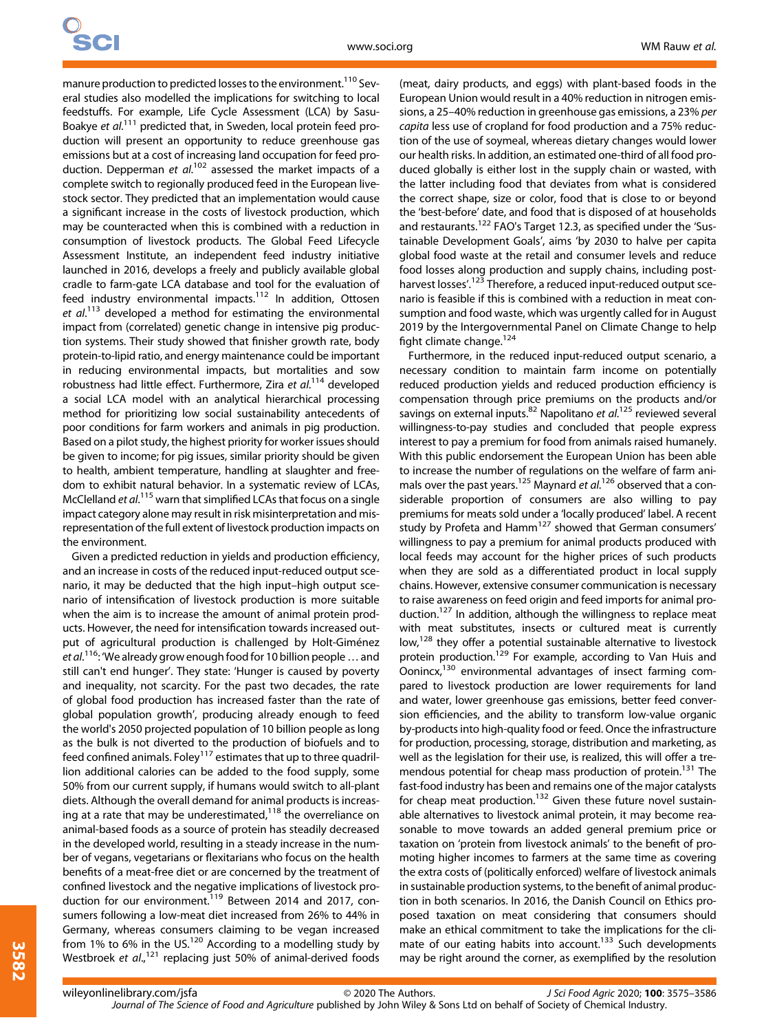manure production to predicted losses to the environment.[110] Several studies also modelled the implications for switching to local feedstuffs. For example, Life Cycle Assessment (LCA) by Sasu-Boakye *et al.*[111] predicted that, in Sweden, local protein feed production will present an opportunity to reduce greenhouse gas emissions but at a cost of increasing land occupation for feed production. Depperman *et al.*[102] assessed the market impacts of a complete switch to regionally produced feed in the European livestock sector. They predicted that an implementation would cause a significant increase in the costs of livestock production, which may be counteracted when this is combined with a reduction in consumption of livestock products. The Global Feed Lifecycle Assessment Institute, an independent feed industry initiative launched in 2016, develops a freely and publicly available global cradle to farm-gate LCA database and tool for the evaluation of feed industry environmental impacts.[112] In addition, Ottosen *et al.*[113] developed a method for estimating the environmental impact from (correlated) genetic change in intensive pig production systems. Their study showed that finisher growth rate, body protein-to-lipid ratio, and energy maintenance could be important in reducing environmental impacts, but mortalities and sow robustness had little effect. Furthermore, Zira *et al.*[114] developed a social LCA model with an analytical hierarchical processing method for prioritizing low social sustainability antecedents of poor conditions for farm workers and animals in pig production. Based on a pilot study, the highest priority for worker issues should be given to income; for pig issues, similar priority should be given to health, ambient temperature, handling at slaughter and freedom to exhibit natural behavior. In a systematic review of LCAs, McClelland *et al.*[115] warn that simplified LCAs that focus on a single impact category alone may result in risk misinterpretation and misrepresentation of the full extent of livestock production impacts on the environment.

Given a predicted reduction in yields and production efficiency, and an increase in costs of the reduced input-reduced output scenario, it may be deducted that the high input–high output scenario of intensification of livestock production is more suitable when the aim is to increase the amount of animal protein products. However, the need for intensification towards increased output of agricultural production is challenged by Holt-Giménez *et al.*[116]: 'We already grow enough food for 10 billion people … and still can't end hunger'. They state: 'Hunger is caused by poverty and inequality, not scarcity. For the past two decades, the rate of global food production has increased faster than the rate of global population growth', producing already enough to feed the world's 2050 projected population of 10 billion people as long as the bulk is not diverted to the production of biofuels and to feed confined animals. Foley[117] estimates that up to three quadrillion additional calories can be added to the food supply, some 50% from our current supply, if humans would switch to all-plant diets. Although the overall demand for animal products is increasing at a rate that may be underestimated,[118] the overreliance on animal-based foods as a source of protein has steadily decreased in the developed world, resulting in a steady increase in the number of vegans, vegetarians or flexitarians who focus on the health benefits of a meat-free diet or are concerned by the treatment of confined livestock and the negative implications of livestock production for our environment.[119] Between 2014 and 2017, consumers following a low-meat diet increased from 26% to 44% in Germany, whereas consumers claiming to be vegan increased from 1% to 6% in the US.[120] According to a modelling study by Westbroek *et al.*,[121] replacing just 50% of animal-derived foods (meat, dairy products, and eggs) with plant-based foods in the European Union would result in a 40% reduction in nitrogen emissions, a 25–40% reduction in greenhouse gas emissions, a 23% *per capita* less use of cropland for food production and a 75% reduction of the use of soymeal, whereas dietary changes would lower our health risks. In addition, an estimated one-third of all food produced globally is either lost in the supply chain or wasted, with the latter including food that deviates from what is considered the correct shape, size or color, food that is close to or beyond the 'best-before' date, and food that is disposed of at households and restaurants.[122] FAO's Target 12.3, as specified under the 'Sustainable Development Goals', aims 'by 2030 to halve per capita global food waste at the retail and consumer levels and reduce food losses along production and supply chains, including post-harvest losses'.[123] Therefore, a reduced input-reduced output scenario is feasible if this is combined with a reduction in meat consumption and food waste, which was urgently called for in August 2019 by the Intergovernmental Panel on Climate Change to help fight climate change.[124]

Furthermore, in the reduced input-reduced output scenario, a necessary condition to maintain farm income on potentially reduced production yields and reduced production efficiency is compensation through price premiums on the products and/or savings on external inputs.[82] Napolitano *et al.*[125] reviewed several willingness-to-pay studies and concluded that people express interest to pay a premium for food from animals raised humanely. With this public endorsement the European Union has been able to increase the number of regulations on the welfare of farm animals over the past years.[125] Maynard *et al.*[126] observed that a considerable proportion of consumers are also willing to pay premiums for meats sold under a 'locally produced' label. A recent study by Profeta and Hamm[127] showed that German consumers' willingness to pay a premium for animal products produced with local feeds may account for the higher prices of such products when they are sold as a differentiated product in local supply chains. However, extensive consumer communication is necessary to raise awareness on feed origin and feed imports for animal production.[127] In addition, although the willingness to replace meat with meat substitutes, insects or cultured meat is currently low,[128] they offer a potential sustainable alternative to livestock protein production.[129] For example, according to Van Huis and Oonincx,[130] environmental advantages of insect farming compared to livestock production are lower requirements for land and water, lower greenhouse gas emissions, better feed conversion efficiencies, and the ability to transform low-value organic by-products into high-quality food or feed. Once the infrastructure for production, processing, storage, distribution and marketing, as well as the legislation for their use, is realized, this will offer a tremendous potential for cheap mass production of protein.[131] The fast-food industry has been and remains one of the major catalysts for cheap meat production.[132] Given these future novel sustainable alternatives to livestock animal protein, it may become reasonable to move towards an added general premium price or taxation on 'protein from livestock animals' to the benefit of promoting higher incomes to farmers at the same time as covering the extra costs of (politically enforced) welfare of livestock animals in sustainable production systems, to the benefit of animal production in both scenarios. In 2016, the Danish Council on Ethics proposed taxation on meat considering that consumers should make an ethical commitment to take the implications for the climate of our eating habits into account.[133] Such developments may be right around the corner, as exemplified by the resolution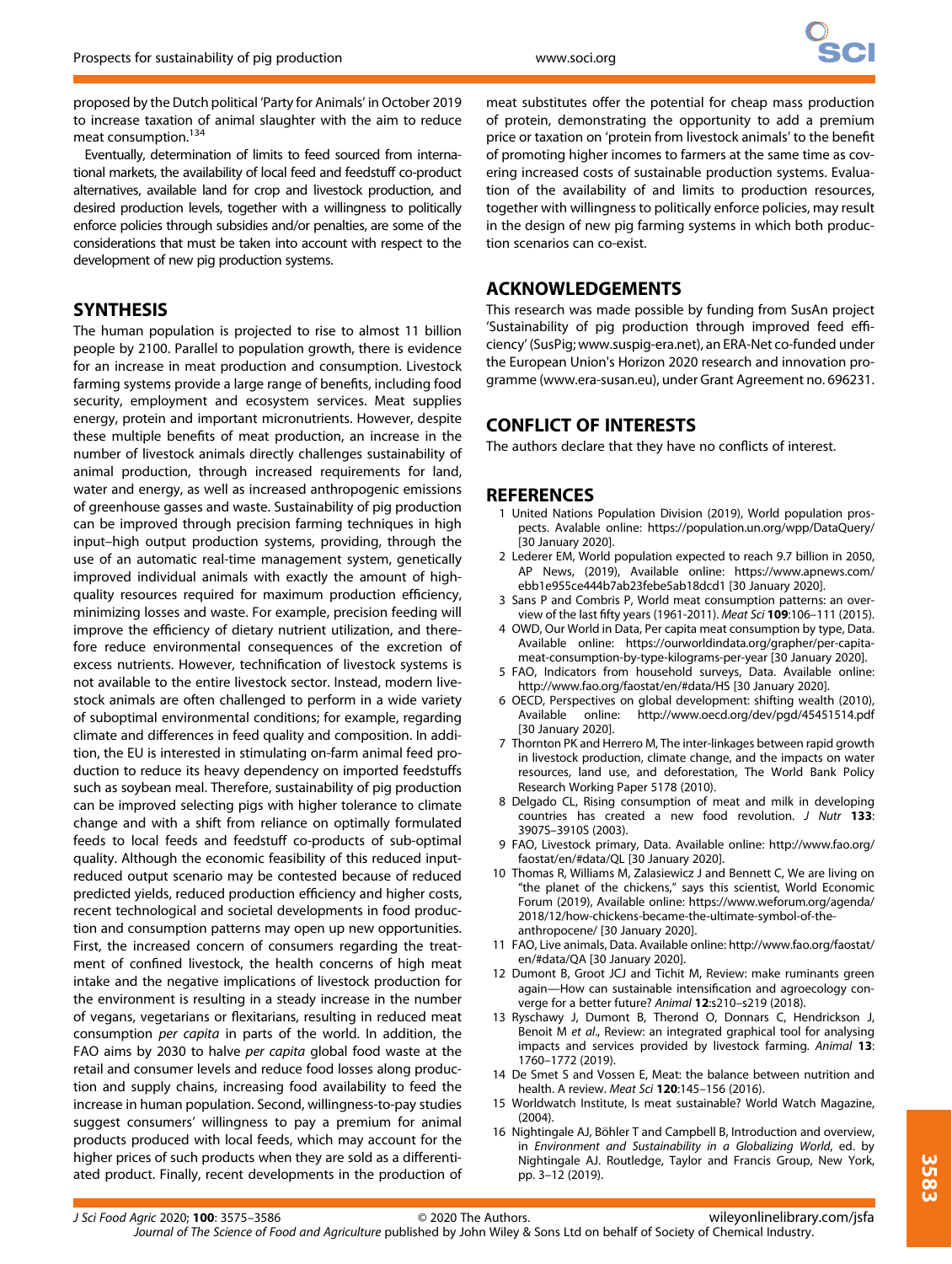proposed by the Dutch political 'Party for Animals' in October 2019 to increase taxation of animal slaughter with the aim to reduce meat consumption.[134]

Eventually, determination of limits to feed sourced from international markets, the availability of local feed and feedstuff co-product alternatives, available land for crop and livestock production, and desired production levels, together with a willingness to politically enforce policies through subsidies and/or penalties, are some of the considerations that must be taken into account with respect to the development of new pig production systems.

## SYNTHESIS

The human population is projected to rise to almost 11 billion people by 2100. Parallel to population growth, there is evidence for an increase in meat production and consumption. Livestock farming systems provide a large range of benefits, including food security, employment and ecosystem services. Meat supplies energy, protein and important micronutrients. However, despite these multiple benefits of meat production, an increase in the number of livestock animals directly challenges sustainability of animal production, through increased requirements for land, water and energy, as well as increased anthropogenic emissions of greenhouse gasses and waste. Sustainability of pig production can be improved through precision farming techniques in high input–high output production systems, providing, through the use of an automatic real-time management system, genetically improved individual animals with exactly the amount of high-quality resources required for maximum production efficiency, minimizing losses and waste. For example, precision feeding will improve the efficiency of dietary nutrient utilization, and therefore reduce environmental consequences of the excretion of excess nutrients. However, technification of livestock systems is not available to the entire livestock sector. Instead, modern livestock animals are often challenged to perform in a wide variety of suboptimal environmental conditions; for example, regarding climate and differences in feed quality and composition. In addition, the EU is interested in stimulating on-farm animal feed production to reduce its heavy dependency on imported feedstuffs such as soybean meal. Therefore, sustainability of pig production can be improved selecting pigs with higher tolerance to climate change and with a shift from reliance on optimally formulated feeds to local feeds and feedstuff co-products of sub-optimal quality. Although the economic feasibility of this reduced input-reduced output scenario may be contested because of reduced predicted yields, reduced production efficiency and higher costs, recent technological and societal developments in food production and consumption patterns may open up new opportunities. First, the increased concern of consumers regarding the treatment of confined livestock, the health concerns of high meat intake and the negative implications of livestock production for the environment is resulting in a steady increase in the number of vegans, vegetarians or flexitarians, resulting in reduced meat consumption *per capita* in parts of the world. In addition, the FAO aims by 2030 to halve *per capita* global food waste at the retail and consumer levels and reduce food losses along production and supply chains, increasing food availability to feed the increase in human population. Second, willingness-to-pay studies suggest consumers' willingness to pay a premium for animal products produced with local feeds, which may account for the higher prices of such products when they are sold as a differentiated product. Finally, recent developments in the production of meat substitutes offer the potential for cheap mass production of protein, demonstrating the opportunity to add a premium price or taxation on 'protein from livestock animals' to the benefit of promoting higher incomes to farmers at the same time as covering increased costs of sustainable production systems. Evaluation of the availability of and limits to production resources, together with willingness to politically enforce policies, may result in the design of new pig farming systems in which both production scenarios can co-exist.

## ACKNOWLEDGEMENTS

This research was made possible by funding from SusAn project 'Sustainability of pig production through improved feed efficiency' (SusPig; www.suspig-era.net), an ERA-Net co-funded under the European Union's Horizon 2020 research and innovation programme (www.era-susan.eu), under Grant Agreement no. 696231.

## CONFLICT OF INTERESTS

The authors declare that they have no conflicts of interest.

## REFERENCES

1 United Nations Population Division (2019), World population prospects. Available online: https://population.un.org/wpp/DataQuery/ [30 January 2020].
2 Lederer EM, World population expected to reach 9.7 billion in 2050, AP News, (2019), Available online: https://www.apnews.com/ebb1e955ce444b7ab23febe5ab18dcd1 [30 January 2020].
3 Sans P and Combris P, World meat consumption patterns: an overview of the last fifty years (1961-2011). *Meat Sci* **109**:106–111 (2015).
4 OWD, Our World in Data, Per capita meat consumption by type, Data. Available online: https://ourworldindata.org/grapher/per-capita-meat-consumption-by-type-kilograms-per-year [30 January 2020].
5 FAO, Indicators from household surveys, Data. Available online: http://www.fao.org/faostat/en/#data/HS [30 January 2020].
6 OECD, Perspectives on global development: shifting wealth (2010), Available online: http://www.oecd.org/dev/pgd/45451514.pdf [30 January 2020].
7 Thornton PK and Herrero M, The inter-linkages between rapid growth in livestock production, climate change, and the impacts on water resources, land use, and deforestation, The World Bank Policy Research Working Paper 5178 (2010).
8 Delgado CL, Rising consumption of meat and milk in developing countries has created a new food revolution. *J Nutr* **133**: 3907S–3910S (2003).
9 FAO, Livestock primary, Data. Available online: http://www.fao.org/faostat/en/#data/QL [30 January 2020].
10 Thomas R, Williams M, Zalasiewicz J and Bennett C, We are living on "the planet of the chickens," says this scientist, World Economic Forum (2019), Available online: https://www.weforum.org/agenda/2018/12/how-chickens-became-the-ultimate-symbol-of-the-anthropocene/ [30 January 2020].
11 FAO, Live animals, Data. Available online: http://www.fao.org/faostat/en/#data/QA [30 January 2020].
12 Dumont B, Groot JCJ and Tichit M, Review: make ruminants green again—How can sustainable intensification and agroecology converge for a better future? *Animal* **12**:s210–s219 (2018).
13 Ryschawy J, Dumont B, Therond O, Donnars C, Hendrickson J, Benoit M *et al*., Review: an integrated graphical tool for analysing impacts and services provided by livestock farming. *Animal* **13**: 1760–1772 (2019).
14 De Smet S and Vossen E, Meat: the balance between nutrition and health. A review. *Meat Sci* **120**:145–156 (2016).
15 Worldwatch Institute, Is meat sustainable? World Watch Magazine, (2004).
16 Nightingale AJ, Böhler T and Campbell B, Introduction and overview, in *Environment and Sustainability in a Globalizing World*, ed. by Nightingale AJ. Routledge, Taylor and Francis Group, New York, pp. 3–12 (2019).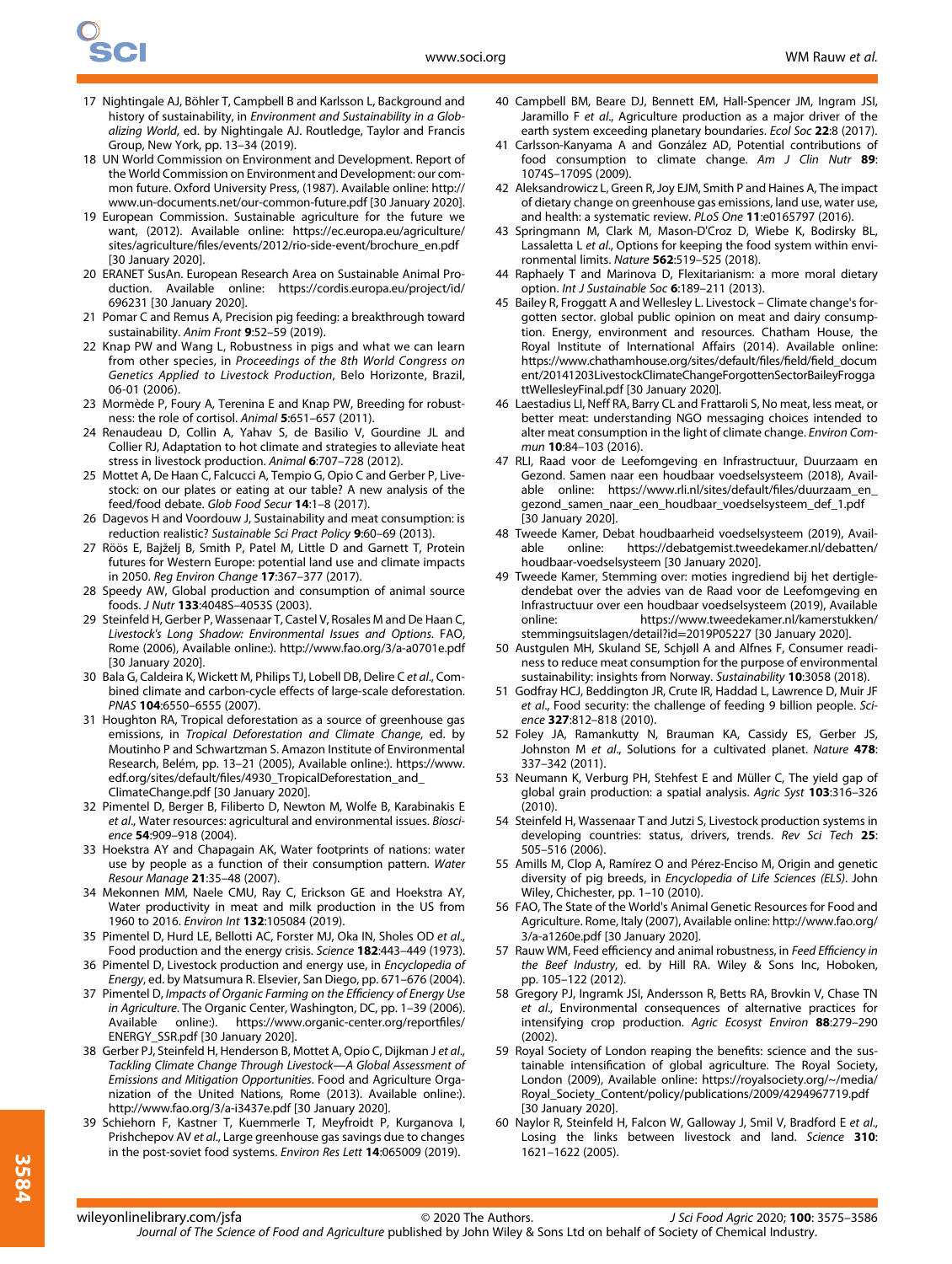17 Nightingale AJ, Böhler T, Campbell B and Karlsson L, Background and history of sustainability, in *Environment and Sustainability in a Globalizing World*, ed. by Nightingale AJ. Routledge, Taylor and Francis Group, New York, pp. 13–34 (2019).

18 UN World Commission on Environment and Development. Report of the World Commission on Environment and Development: our common future. Oxford University Press, (1987). Available online: http://www.un-documents.net/our-common-future.pdf [30 January 2020].

19 European Commission. Sustainable agriculture for the future we want, (2012). Available online: https://ec.europa.eu/agriculture/sites/agriculture/files/events/2012/rio-side-event/brochure_en.pdf [30 January 2020].

20 ERANET SusAn. European Research Area on Sustainable Animal Production. Available online: https://cordis.europa.eu/project/id/696231 [30 January 2020].

21 Pomar C and Remus A, Precision pig feeding: a breakthrough toward sustainability. *Anim Front* **9**:52–59 (2019).

22 Knap PW and Wang L, Robustness in pigs and what we can learn from other species, in *Proceedings of the 8th World Congress on Genetics Applied to Livestock Production*, Belo Horizonte, Brazil, 06-01 (2006).

23 Mormède P, Foury A, Terenina E and Knap PW, Breeding for robustness: the role of cortisol. *Animal* **5**:651–657 (2011).

24 Renaudeau D, Collin A, Yahav S, de Basilio V, Gourdine JL and Collier RJ, Adaptation to hot climate and strategies to alleviate heat stress in livestock production. *Animal* **6**:707–728 (2012).

25 Mottet A, De Haan C, Falcucci A, Tempio G, Opio C and Gerber P, Livestock: on our plates or eating at our table? A new analysis of the feed/food debate. *Glob Food Secur* **14**:1–8 (2017).

26 Dagevos H and Voordouw J, Sustainability and meat consumption: is reduction realistic? *Sustainable Sci Pract Policy* **9**:60–69 (2013).

27 Röös E, Bajželj B, Smith P, Patel M, Little D and Garnett T, Protein futures for Western Europe: potential land use and climate impacts in 2050. *Reg Environ Change* **17**:367–377 (2017).

28 Speedy AW, Global production and consumption of animal source foods. *J Nutr* **133**:4048S–4053S (2003).

29 Steinfeld H, Gerber P, Wassenaar T, Castel V, Rosales M and De Haan C, *Livestock's Long Shadow: Environmental Issues and Options*. FAO, Rome (2006), Available online:). http://www.fao.org/3/a-a0701e.pdf [30 January 2020].

30 Bala G, Caldeira K, Wickett M, Philips TJ, Lobell DB, Delire C *et al*., Combined climate and carbon-cycle effects of large-scale deforestation. *PNAS* **104**:6550–6555 (2007).

31 Houghton RA, Tropical deforestation as a source of greenhouse gas emissions, in *Tropical Deforestation and Climate Change*, ed. by Moutinho P and Schwartzman S. Amazon Institute of Environmental Research, Belém, pp. 13–21 (2005), Available online:). https://www.edf.org/sites/default/files/4930_TropicalDeforestation_and_ClimateChange.pdf [30 January 2020].

32 Pimentel D, Berger B, Filiberto D, Newton M, Wolfe B, Karabinakis E *et al*., Water resources: agricultural and environmental issues. *Bioscience* **54**:909–918 (2004).

33 Hoekstra AY and Chapagain AK, Water footprints of nations: water use by people as a function of their consumption pattern. *Water Resour Manage* **21**:35–48 (2007).

34 Mekonnen MM, Naele CMU, Ray C, Erickson GE and Hoekstra AY, Water productivity in meat and milk production in the US from 1960 to 2016. *Environ Int* **132**:105084 (2019).

35 Pimentel D, Hurd LE, Bellotti AC, Forster MJ, Oka IN, Sholes OD *et al*., Food production and the energy crisis. *Science* **182**:443–449 (1973).

36 Pimentel D, Livestock production and energy use, in *Encyclopedia of Energy*, ed. by Matsumura R. Elsevier, San Diego, pp. 671–676 (2004).

37 Pimentel D, *Impacts of Organic Farming on the Efficiency of Energy Use in Agriculture*. The Organic Center, Washington, DC, pp. 1–39 (2006). Available online:). https://www.organic-center.org/reportfiles/ENERGY_SSR.pdf [30 January 2020].

38 Gerber PJ, Steinfeld H, Henderson B, Mottet A, Opio C, Dijkman J *et al*., *Tackling Climate Change Through Livestock—A Global Assessment of Emissions and Mitigation Opportunities*. Food and Agriculture Organization of the United Nations, Rome (2013). Available online:). http://www.fao.org/3/a-i3437e.pdf [30 January 2020].

39 Schiehorn F, Kastner T, Kuemmerle T, Meyfroidt P, Kurganova I, Prishchepov AV *et al*., Large greenhouse gas savings due to changes in the post-soviet food systems. *Environ Res Lett* **14**:065009 (2019).

40 Campbell BM, Beare DJ, Bennett EM, Hall-Spencer JM, Ingram JSI, Jaramillo F *et al*., Agriculture production as a major driver of the earth system exceeding planetary boundaries. *Ecol Soc* **22**:8 (2017).

41 Carlsson-Kanyama A and González AD, Potential contributions of food consumption to climate change. *Am J Clin Nutr* **89**: 1074S–1709S (2009).

42 Aleksandrowicz L, Green R, Joy EJM, Smith P and Haines A, The impact of dietary change on greenhouse gas emissions, land use, water use, and health: a systematic review. *PLoS One* **11**:e0165797 (2016).

43 Springmann M, Clark M, Mason-D'Croz D, Wiebe K, Bodirsky BL, Lassaletta L *et al*., Options for keeping the food system within environmental limits. *Nature* **562**:519–525 (2018).

44 Raphaely T and Marinova D, Flexitarianism: a more moral dietary option. *Int J Sustainable Soc* **6**:189–211 (2013).

45 Bailey R, Froggatt A and Wellesley L. Livestock – Climate change's forgotten sector. global public opinion on meat and dairy consumption. Energy, environment and resources. Chatham House, the Royal Institute of International Affairs (2014). Available online: https://www.chathamhouse.org/sites/default/files/field/field_document/20141203LivestockClimateChangeForgottenSectorBaileyFroggattWellesleyFinal.pdf [30 January 2020].

46 Laestadius LI, Neff RA, Barry CL and Frattaroli S, No meat, less meat, or better meat: understanding NGO messaging choices intended to alter meat consumption in the light of climate change. *Environ Commun* **10**:84–103 (2016).

47 RLI, Raad voor de Leefomgeving en Infrastructuur, Duurzaam en Gezond. Samen naar een houdbaar voedselsysteem (2018), Available online: https://www.rli.nl/sites/default/files/duurzaam_en_gezond_samen_naar_een_houdbaar_voedselsysteem_def_1.pdf [30 January 2020].

48 Tweede Kamer, Debat houdbaarheid voedselsysteem (2019), Available online: https://debatgemist.tweedekamer.nl/debatten/houdbaar-voedselsysteem [30 January 2020].

49 Tweede Kamer, Stemming over: moties ingediend bij het dertigledendebat over the advies van de Raad voor de Leefomgeving en Infrastructuur over een houdbaar voedselsysteem (2019), Available online: https://www.tweedekamer.nl/kamerstukken/stemmingsuitslagen/detail?id=2019P05227 [30 January 2020].

50 Austgulen MH, Skuland SE, Schjøll A and Alfnes F, Consumer readiness to reduce meat consumption for the purpose of environmental sustainability: insights from Norway. *Sustainability* **10**:3058 (2018).

51 Godfray HCJ, Beddington JR, Crute IR, Haddad L, Lawrence D, Muir JF *et al*., Food security: the challenge of feeding 9 billion people. *Science* **327**:812–818 (2010).

52 Foley JA, Ramankutty N, Brauman KA, Cassidy ES, Gerber JS, Johnston M *et al*., Solutions for a cultivated planet. *Nature* **478**: 337–342 (2011).

53 Neumann K, Verburg PH, Stehfest E and Müller C, The yield gap of global grain production: a spatial analysis. *Agric Syst* **103**:316–326 (2010).

54 Steinfeld H, Wassenaar T and Jutzi S, Livestock production systems in developing countries: status, drivers, trends. *Rev Sci Tech* **25**: 505–516 (2006).

55 Amills M, Clop A, Ramírez O and Pérez-Enciso M, Origin and genetic diversity of pig breeds, in *Encyclopedia of Life Sciences (ELS)*. John Wiley, Chichester, pp. 1–10 (2010).

56 FAO, The State of the World's Animal Genetic Resources for Food and Agriculture. Rome, Italy (2007), Available online: http://www.fao.org/3/a-a1260e.pdf [30 January 2020].

57 Rauw WM, Feed efficiency and animal robustness, in *Feed Efficiency in the Beef Industry*, ed. by Hill RA. Wiley & Sons Inc, Hoboken, pp. 105–122 (2012).

58 Gregory PJ, Ingramk JSI, Andersson R, Betts RA, Brovkin V, Chase TN *et al*., Environmental consequences of alternative practices for intensifying crop production. *Agric Ecosyst Environ* **88**:279–290 (2002).

59 Royal Society of London reaping the benefits: science and the sustainable intensification of global agriculture. The Royal Society, London (2009), Available online: https://royalsociety.org/~/media/Royal_Society_Content/policy/publications/2009/4294967719.pdf [30 January 2020].

60 Naylor R, Steinfeld H, Falcon W, Galloway J, Smil V, Bradford E *et al*., Losing the links between livestock and land. *Science* **310**: 1621–1622 (2005).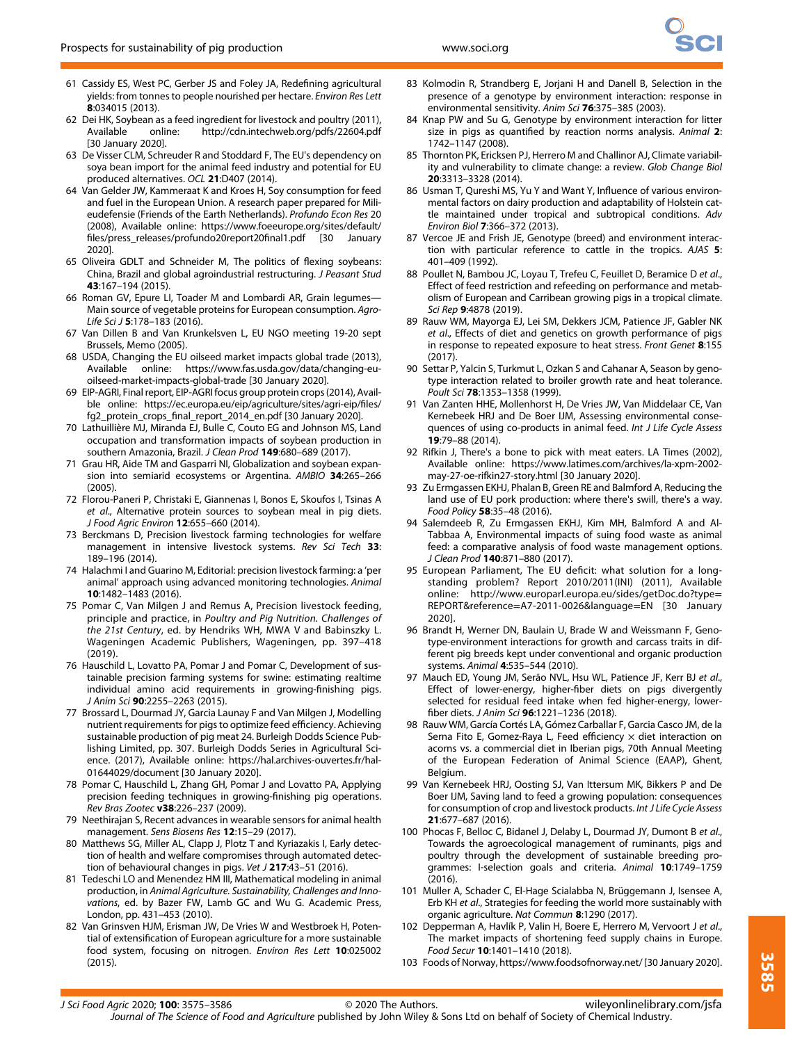61 Cassidy ES, West PC, Gerber JS and Foley JA, Redefining agricultural yields: from tonnes to people nourished per hectare. *Environ Res Lett* **8**:034015 (2013).
62 Dei HK, Soybean as a feed ingredient for livestock and poultry (2011), Available online: http://cdn.intechweb.org/pdfs/22604.pdf [30 January 2020].
63 De Visser CLM, Schreuder R and Stoddard F, The EU's dependency on soya bean import for the animal feed industry and potential for EU produced alternatives. *OCL* **21**:D407 (2014).
64 Van Gelder JW, Kammeraat K and Kroes H, Soy consumption for feed and fuel in the European Union. A research paper prepared for Milieudefensie (Friends of the Earth Netherlands). *Profundo Econ Res* 20 (2008), Available online: https://www.foeeurope.org/sites/default/files/press_releases/profundo20report20final1.pdf [30 January 2020].
65 Oliveira GDLT and Schneider M, The politics of flexing soybeans: China, Brazil and global agroindustrial restructuring. *J Peasant Stud* **43**:167–194 (2015).
66 Roman GV, Epure LI, Toader M and Lombardi AR, Grain legumes—Main source of vegetable proteins for European consumption. *Agro-Life Sci J* **5**:178–183 (2016).
67 Van Dillen B and Van Krunkelsven L, EU NGO meeting 19-20 sept Brussels, Memo (2005).
68 USDA, Changing the EU oilseed market impacts global trade (2013), Available online: https://www.fas.usda.gov/data/changing-eu-oilseed-market-impacts-global-trade [30 January 2020].
69 EIP-AGRI, Final report, EIP-AGRI focus group protein crops (2014), Available online: https://ec.europa.eu/eip/agriculture/sites/agri-eip/files/fg2_protein_crops_final_report_2014_en.pdf [30 January 2020].
70 Lathuillière MJ, Miranda EJ, Bulle C, Couto EG and Johnson MS, Land occupation and transformation impacts of soybean production in southern Amazonia, Brazil. *J Clean Prod* **149**:680–689 (2017).
71 Grau HR, Aide TM and Gasparri NI, Globalization and soybean expansion into semiarid ecosystems or Argentina. *AMBIO* **34**:265–266 (2005).
72 Florou-Paneri P, Christaki E, Giannenas I, Bonos E, Skoufos I, Tsinas A *et al*., Alternative protein sources to soybean meal in pig diets. *J Food Agric Environ* **12**:655–660 (2014).
73 Berckmans D, Precision livestock farming technologies for welfare management in intensive livestock systems. *Rev Sci Tech* **33**: 189–196 (2014).
74 Halachmi I and Guarino M, Editorial: precision livestock farming: a 'per animal' approach using advanced monitoring technologies. *Animal* **10**:1482–1483 (2016).
75 Pomar C, Van Milgen J and Remus A, Precision livestock feeding, principle and practice, in *Poultry and Pig Nutrition. Challenges of the 21st Century*, ed. by Hendriks WH, MWA V and Babinszky L. Wageningen Academic Publishers, Wageningen, pp. 397–418 (2019).
76 Hauschild L, Lovatto PA, Pomar J and Pomar C, Development of sustainable precision farming systems for swine: estimating realtime individual amino acid requirements in growing-finishing pigs. *J Anim Sci* **90**:2255–2263 (2015).
77 Brossard L, Dourmad JY, Garcia Launay F and Van Milgen J, Modelling nutrient requirements for pigs to optimize feed efficiency. Achieving sustainable production of pig meat 24. Burleigh Dodds Science Publishing Limited, pp. 307. Burleigh Dodds Series in Agricultural Science. (2017), Available online: https://hal.archives-ouvertes.fr/hal-01644029/document [30 January 2020].
78 Pomar C, Hauschild L, Zhang GH, Pomar J and Lovatto PA, Applying precision feeding techniques in growing-finishing pig operations. *Rev Bras Zootec* **v38**:226–237 (2009).
79 Neethirajan S, Recent advances in wearable sensors for animal health management. *Sens Biosens Res* **12**:15–29 (2017).
80 Matthews SG, Miller AL, Clapp J, Plotz T and Kyriazakis I, Early detection of health and welfare compromises through automated detection of behavioural changes in pigs. *Vet J* **217**:43–51 (2016).
81 Tedeschi LO and Menendez HM III, Mathematical modeling in animal production, in *Animal Agriculture. Sustainability, Challenges and Innovations*, ed. by Bazer FW, Lamb GC and Wu G. Academic Press, London, pp. 431–453 (2010).
82 Van Grinsven HJM, Erisman JW, De Vries W and Westbroek H, Potential of extensification of European agriculture for a more sustainable food system, focusing on nitrogen. *Environ Res Lett* **10**:025002 (2015).
83 Kolmodin R, Strandberg E, Jorjani H and Danell B, Selection in the presence of a genotype by environment interaction: response in environmental sensitivity. *Anim Sci* **76**:375–385 (2003).
84 Knap PW and Su G, Genotype by environment interaction for litter size in pigs as quantified by reaction norms analysis. *Animal* **2**: 1742–1147 (2008).
85 Thornton PK, Ericksen PJ, Herrero M and Challinor AJ, Climate variability and vulnerability to climate change: a review. *Glob Change Biol* **20**:3313–3328 (2014).
86 Usman T, Qureshi MS, Yu Y and Want Y, Influence of various environmental factors on dairy production and adaptability of Holstein cattle maintained under tropical and subtropical conditions. *Adv Environ Biol* **7**:366–372 (2013).
87 Vercoe JE and Frish JE, Genotype (breed) and environment interaction with particular reference to cattle in the tropics. *AJAS* **5**: 401–409 (1992).
88 Poullet N, Bambou JC, Loyau T, Trefeu C, Feuillet D, Beramice D *et al*., Effect of feed restriction and refeeding on performance and metabolism of European and Carribean growing pigs in a tropical climate. *Sci Rep* **9**:4878 (2019).
89 Rauw WM, Mayorga EJ, Lei SM, Dekkers JCM, Patience JF, Gabler NK *et al*., Effects of diet and genetics on growth performance of pigs in response to repeated exposure to heat stress. *Front Genet* **8**:155 (2017).
90 Settar P, Yalcin S, Turkmut L, Ozkan S and Cahanar A, Season by genotype interaction related to broiler growth rate and heat tolerance. *Poult Sci* **78**:1353–1358 (1999).
91 Van Zanten HHE, Mollenhorst H, De Vries JW, Van Middelaar CE, Van Kernebeek HRJ and De Boer IJM, Assessing environmental consequences of using co-products in animal feed. *Int J Life Cycle Assess* **19**:79–88 (2014).
92 Rifkin J, There's a bone to pick with meat eaters. LA Times (2002), Available online: https://www.latimes.com/archives/la-xpm-2002-may-27-oe-rifkin27-story.html [30 January 2020].
93 Zu Ermgassen EKHJ, Phalan B, Green RE and Balmford A, Reducing the land use of EU pork production: where there's swill, there's a way. *Food Policy* **58**:35–48 (2016).
94 Salemdeeb R, Zu Ermgassen EKHJ, Kim MH, Balmford A and Al-Tabbaa A, Environmental impacts of suing food waste as animal feed: a comparative analysis of food waste management options. *J Clean Prod* **140**:871–880 (2017).
95 European Parliament, The EU deficit: what solution for a long-standing problem? Report 2010/2011(INI) (2011), Available online: http://www.europarl.europa.eu/sides/getDoc.do?type=REPORT&reference=A7-2011-0026&language=EN [30 January 2020].
96 Brandt H, Werner DN, Baulain U, Brade W and Weissmann F, Genotype-environment interactions for growth and carcass traits in different pig breeds kept under conventional and organic production systems. *Animal* **4**:535–544 (2010).
97 Mauch ED, Young JM, Serão NVL, Hsu WL, Patience JF, Kerr BJ *et al*., Effect of lower-energy, higher-fiber diets on pigs divergently selected for residual feed intake when fed higher-energy, lower-fiber diets. *J Anim Sci* **96**:1221–1236 (2018).
98 Rauw WM, García Cortés LA, Gómez Carballar F, Garcia Casco JM, de la Serna Fito E, Gomez-Raya L, Feed efficiency × diet interaction on acorns vs. a commercial diet in Iberian pigs, 70th Annual Meeting of the European Federation of Animal Science (EAAP), Ghent, Belgium.
99 Van Kernebeek HRJ, Oosting SJ, Van Ittersum MK, Bikkers P and De Boer IJM, Saving land to feed a growing population: consequences for consumption of crop and livestock products. *Int J Life Cycle Assess* **21**:677–687 (2016).
100 Phocas F, Belloc C, Bidanel J, Delaby L, Dourmad JY, Dumont B *et al*., Towards the agroecological management of ruminants, pigs and poultry through the development of sustainable breeding programmes: I-selection goals and criteria. *Animal* **10**:1749–1759 (2016).
101 Muller A, Schader C, El-Hage Scialabba N, Brüggemann J, Isensee A, Erb KH *et al*., Strategies for feeding the world more sustainably with organic agriculture. *Nat Commun* **8**:1290 (2017).
102 Depperman A, Havlík P, Valin H, Boere E, Herrero M, Vervoort J *et al*., The market impacts of shortening feed supply chains in Europe. *Food Secur* **10**:1401–1410 (2018).
103 Foods of Norway, https://www.foodsofnorway.net/ [30 January 2020].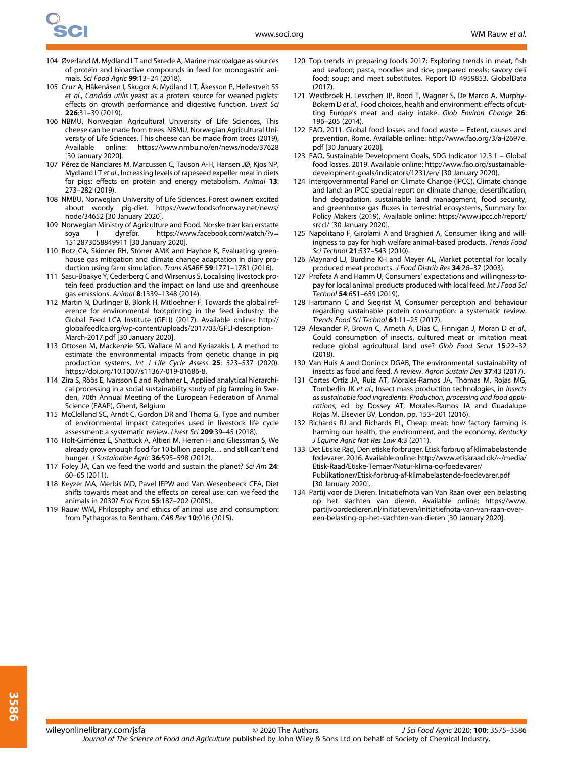104 Øverland M, Mydland LT and Skrede A, Marine macroalgae as sources of protein and bioactive compounds in feed for monogastric animals. *Sci Food Agric* **99**:13–24 (2018).

105 Cruz A, Håkenåsen I, Skugor A, Mydland LT, Åkesson P, Hellestveit SS *et al*., *Candida utilis* yeast as a protein source for weaned piglets: effects on growth performance and digestive function. *Livest Sci* **226**:31–39 (2019).

106 NBMU, Norwegian Agricultural University of Life Sciences, This cheese can be made from trees. NBMU, Norwegian Agricultural University of Life Sciences. This cheese can be made from trees (2019), Available online: https://www.nmbu.no/en/news/node/37628 [30 January 2020].

107 Pérez de Nanclares M, Marcussen C, Tauson A-H, Hansen JØ, Kjos NP, Mydland LT *et al*., Increasing levels of rapeseed expeller meal in diets for pigs: effects on protein and energy metabolism. *Animal* **13**: 273–282 (2019).

108 NMBU, Norwegian University of Life Sciences. Forest owners excited about woody pig-diet. https://www.foodsofnorway.net/news/node/34652 [30 January 2020].

109 Norwegian Ministry of Agriculture and Food. Norske trær kan erstatte soya I dyrefôr. https://www.facebook.com/watch/?v=1512873058849911 [30 January 2020].

110 Rotz CA, Skinner RH, Stoner AMK and Hayhoe K, Evaluating greenhouse gas mitigation and climate change adaptation in diary production using farm simulation. *Trans ASABE* **59**:1771–1781 (2016).

111 Sasu-Boakye Y, Cederberg C and Wirsenius S, Localising livestock protein feed production and the impact on land use and greenhouse gas emissions. *Animal* **8**:1339–1348 (2014).

112 Martin N, Durlinger B, Blonk H, Mitloehner F, Towards the global reference for environmental footprinting in the feed industry: the Global Feed LCA Institute (GFLI) (2017). Available online: http://globalfeedlca.org/wp-content/uploads/2017/03/GFLI-description-March-2017.pdf [30 January 2020].

113 Ottosen M, Mackenzie SG, Wallace M and Kyriazakis I, A method to estimate the environmental impacts from genetic change in pig production systems. *Int J Life Cycle Assess* **25**: 523–537 (2020). https://doi.org/10.1007/s11367-019-01686-8.

114 Zira S, Röös E, Ivarsson E and Rydhmer L, Applied analytical hierarchical processing in a social sustainability study of pig farming in Sweden, 70th Annual Meeting of the European Federation of Animal Science (EAAP), Ghent, Belgium

115 McClelland SC, Arndt C, Gordon DR and Thoma G, Type and number of environmental impact categories used in livestock life cycle assessment: a systematic review. *Livest Sci* **209**:39–45 (2018).

116 Holt-Giménez E, Shattuck A, Altieri M, Herren H and Gliessman S, We already grow enough food for 10 billion people… and still can't end hunger. *J Sustainable Agric* **36**:595–598 (2012).

117 Foley JA, Can we feed the world and sustain the planet? *Sci Am* **24**: 60–65 (2011).

118 Keyzer MA, Merbis MD, Pavel IFPW and Van Wesenbeeck CFA, Diet shifts towards meat and the effects on cereal use: can we feed the animals in 2030? *Ecol Econ* **55**:187–202 (2005).

119 Rauw WM, Philosophy and ethics of animal use and consumption: from Pythagoras to Bentham. *CAB Rev* **10**:016 (2015).

120 Top trends in preparing foods 2017: Exploring trends in meat, fish and seafood; pasta, noodles and rice; prepared meals; savory deli food; soup; and meat substitutes. Report ID 4959853. GlobalData (2017).

121 Westbroek H, Lesschen JP, Rood T, Wagner S, De Marco A, Murphy-Bokern D *et al*., Food choices, health and environment: effects of cutting Europe's meat and dairy intake. *Glob Environ Change* **26**: 196–205 (2014).

122 FAO, 2011. Global food losses and food waste – Extent, causes and prevention, Rome. Available online: http://www.fao.org/3/a-i2697e.pdf [30 January 2020].

123 FAO, Sustainable Development Goals, SDG Indicator 12.3.1 – Global food losses. 2019. Available online: http://www.fao.org/sustainable-development-goals/indicators/1231/en/ [30 January 2020].

124 Intergovernmental Panel on Climate Change (IPCC), Climate change and land: an IPCC special report on climate change, desertification, land degradation, sustainable land management, food security, and greenhouse gas fluxes in terrestrial ecosystems, Summary for Policy Makers (2019), Available online: https://www.ipcc.ch/report/srccl/ [30 January 2020].

125 Napolitano F, Girolami A and Braghieri A, Consumer liking and willingness to pay for high welfare animal-based products. *Trends Food Sci Technol* **21**:537–543 (2010).

126 Maynard LJ, Burdine KH and Meyer AL, Market potential for locally produced meat products. *J Food Distrib Res* **34**:26–37 (2003).

127 Profeta A and Hamm U, Consumers' expectations and willingness-to-pay for local animal products produced with local feed. *Int J Food Sci Technol* **54**:651–659 (2019).

128 Hartmann C and Siegrist M, Consumer perception and behaviour regarding sustainable protein consumption: a systematic review. *Trends Food Sci Technol* **61**:11–25 (2017).

129 Alexander P, Brown C, Arneth A, Dias C, Finnigan J, Moran D *et al*., Could consumption of insects, cultured meat or imitation meat reduce global agricultural land use? *Glob Food Secur* **15**:22–32 (2018).

130 Van Huis A and Oonincx DGAB, The environmental sustainability of insects as food and feed. A review. *Agron Sustain Dev* **37**:43 (2017).

131 Cortes Ortiz JA, Ruiz AT, Morales-Ramos JA, Thomas M, Rojas MG, Tomberlin JK *et al*., Insect mass production technologies, in *Insects as sustainable food ingredients. Production, processing and food applications*, ed. by Dossey AT, Morales-Ramos JA and Guadalupe Rojas M. Elsevier BV, London, pp. 153–201 (2016).

132 Richards RJ and Richards EL, Cheap meat: how factory farming is harming our health, the environment, and the economy. *Kentucky J Equine Agric Nat Res Law* **4**:3 (2011).

133 Det Etiske Råd, Den etiske forbruger. Etisk forbrug af klimabelastende fødevarer. 2016. Available online: http://www.etiskraad.dk/~/media/Etisk-Raad/Etiske-Temaer/Natur-klima-og-foedevarer/Publikationer/Etisk-forbrug-af-klimabelastende-foedevarer.pdf [30 January 2020].

134 Partij voor de Dieren. Initiatiefnota van Van Raan over een belasting op het slachten van dieren. Available online: https://www.partijvoordedieren.nl/initiatieven/initiatiefnota-van-van-raan-over-een-belasting-op-het-slachten-van-dieren [30 January 2020].